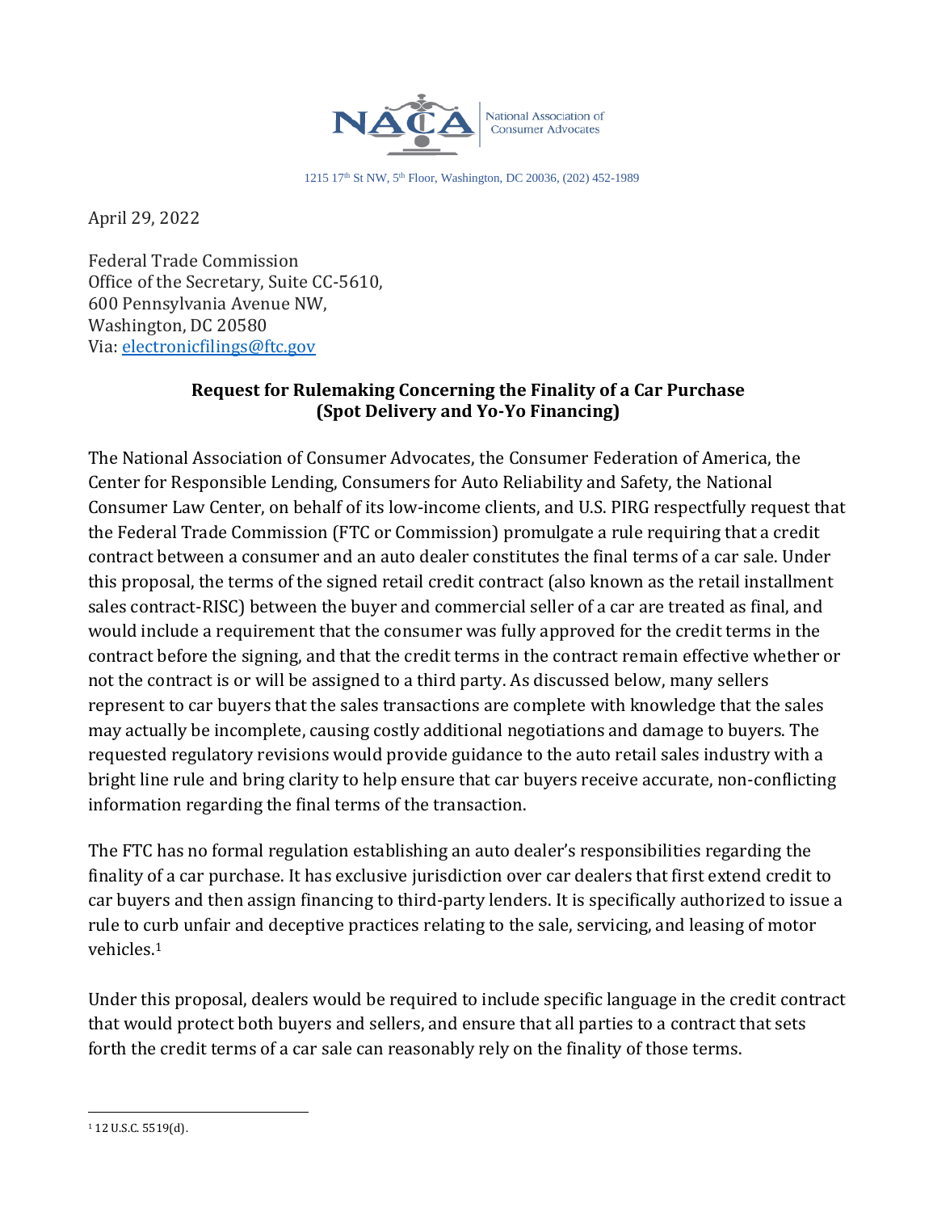NACA National Association of Consumer Advocates

1215 17th St NW, 5th Floor, Washington, DC 20036, (202) 452-1989

April 29, 2022

Federal Trade Commission
Office of the Secretary, Suite CC-5610,
600 Pennsylvania Avenue NW,
Washington, DC 20580
Via: electronicfilings@ftc.gov

**Request for Rulemaking Concerning the Finality of a Car Purchase (Spot Delivery and Yo-Yo Financing)**

The National Association of Consumer Advocates, the Consumer Federation of America, the Center for Responsible Lending, Consumers for Auto Reliability and Safety, the National Consumer Law Center, on behalf of its low-income clients, and U.S. PIRG respectfully request that the Federal Trade Commission (FTC or Commission) promulgate a rule requiring that a credit contract between a consumer and an auto dealer constitutes the final terms of a car sale. Under this proposal, the terms of the signed retail credit contract (also known as the retail installment sales contract-RISC) between the buyer and commercial seller of a car are treated as final, and would include a requirement that the consumer was fully approved for the credit terms in the contract before the signing, and that the credit terms in the contract remain effective whether or not the contract is or will be assigned to a third party. As discussed below, many sellers represent to car buyers that the sales transactions are complete with knowledge that the sales may actually be incomplete, causing costly additional negotiations and damage to buyers. The requested regulatory revisions would provide guidance to the auto retail sales industry with a bright line rule and bring clarity to help ensure that car buyers receive accurate, non-conflicting information regarding the final terms of the transaction.

The FTC has no formal regulation establishing an auto dealer's responsibilities regarding the finality of a car purchase. It has exclusive jurisdiction over car dealers that first extend credit to car buyers and then assign financing to third-party lenders. It is specifically authorized to issue a rule to curb unfair and deceptive practices relating to the sale, servicing, and leasing of motor vehicles.[1]

Under this proposal, dealers would be required to include specific language in the credit contract that would protect both buyers and sellers, and ensure that all parties to a contract that sets forth the credit terms of a car sale can reasonably rely on the finality of those terms.

[1] 12 U.S.C. 5519(d).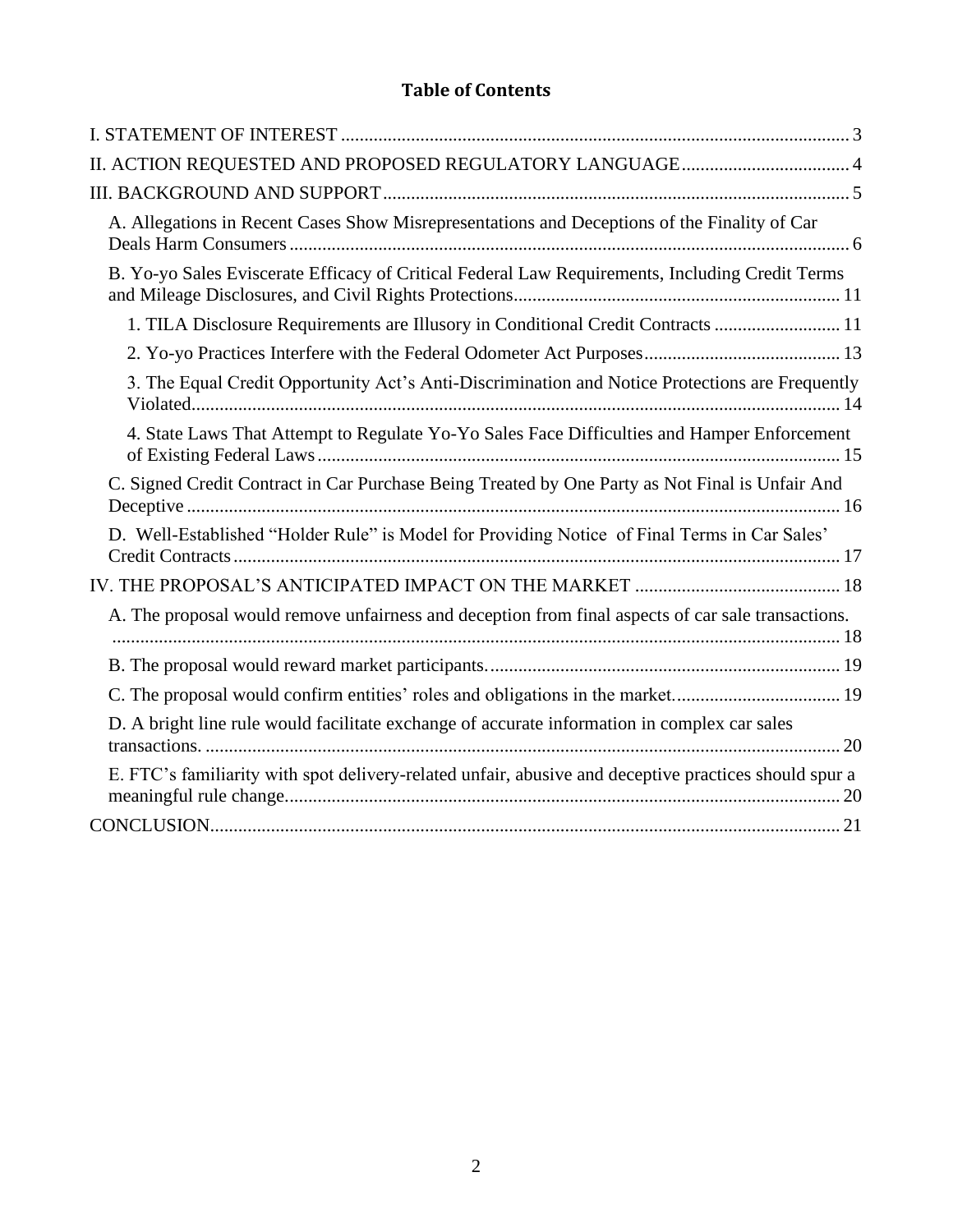# Table of Contents

I. STATEMENT OF INTEREST ............................................................................................................ 3

II. ACTION REQUESTED AND PROPOSED REGULATORY LANGUAGE.................................... 4

III. BACKGROUND AND SUPPORT.................................................................................................. 5

A. Allegations in Recent Cases Show Misrepresentations and Deceptions of the Finality of Car Deals Harm Consumers ....................................................................................................... 6

B. Yo-yo Sales Eviscerate Efficacy of Critical Federal Law Requirements, Including Credit Terms and Mileage Disclosures, and Civil Rights Protections..................................................................... 11

1. TILA Disclosure Requirements are Illusory in Conditional Credit Contracts ........................... 11

2. Yo-yo Practices Interfere with the Federal Odometer Act Purposes.......................................... 13

3. The Equal Credit Opportunity Act's Anti-Discrimination and Notice Protections are Frequently Violated.......................................................................................................................... 14

4. State Laws That Attempt to Regulate Yo-Yo Sales Face Difficulties and Hamper Enforcement of Existing Federal Laws................................................................................................ 15

C. Signed Credit Contract in Car Purchase Being Treated by One Party as Not Final is Unfair And Deceptive ........................................................................................................................... 16

D. Well-Established "Holder Rule" is Model for Providing Notice of Final Terms in Car Sales' Credit Contracts.................................................................................................................. 17

IV. THE PROPOSAL'S ANTICIPATED IMPACT ON THE MARKET ............................................ 18

A. The proposal would remove unfairness and deception from final aspects of car sale transactions. ........................................................................................................................................... 18

B. The proposal would reward market participants........................................................................... 19

C. The proposal would confirm entities' roles and obligations in the market.................................... 19

D. A bright line rule would facilitate exchange of accurate information in complex car sales transactions. ........................................................................................................................ 20

E. FTC's familiarity with spot delivery-related unfair, abusive and deceptive practices should spur a meaningful rule change...................................................................................................... 20

CONCLUSION...................................................................................................................................... 21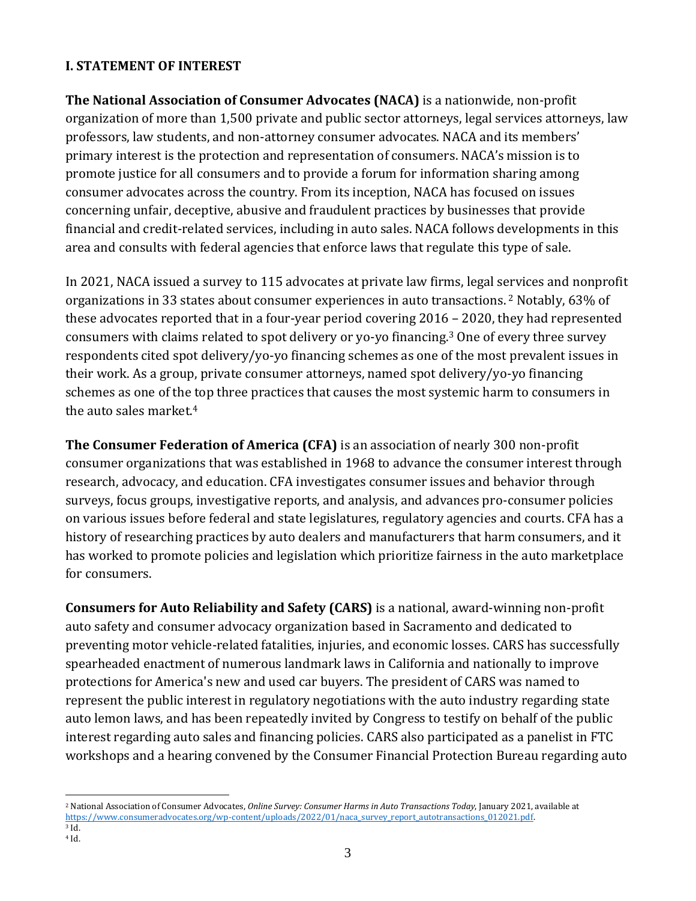## I. STATEMENT OF INTEREST

**The National Association of Consumer Advocates (NACA)** is a nationwide, non-profit organization of more than 1,500 private and public sector attorneys, legal services attorneys, law professors, law students, and non-attorney consumer advocates. NACA and its members' primary interest is the protection and representation of consumers. NACA's mission is to promote justice for all consumers and to provide a forum for information sharing among consumer advocates across the country. From its inception, NACA has focused on issues concerning unfair, deceptive, abusive and fraudulent practices by businesses that provide financial and credit-related services, including in auto sales. NACA follows developments in this area and consults with federal agencies that enforce laws that regulate this type of sale.

In 2021, NACA issued a survey to 115 advocates at private law firms, legal services and nonprofit organizations in 33 states about consumer experiences in auto transactions. [2] Notably, 63% of these advocates reported that in a four-year period covering 2016 – 2020, they had represented consumers with claims related to spot delivery or yo-yo financing.[3] One of every three survey respondents cited spot delivery/yo-yo financing schemes as one of the most prevalent issues in their work. As a group, private consumer attorneys, named spot delivery/yo-yo financing schemes as one of the top three practices that causes the most systemic harm to consumers in the auto sales market.[4]

**The Consumer Federation of America (CFA)** is an association of nearly 300 non-profit consumer organizations that was established in 1968 to advance the consumer interest through research, advocacy, and education. CFA investigates consumer issues and behavior through surveys, focus groups, investigative reports, and analysis, and advances pro-consumer policies on various issues before federal and state legislatures, regulatory agencies and courts. CFA has a history of researching practices by auto dealers and manufacturers that harm consumers, and it has worked to promote policies and legislation which prioritize fairness in the auto marketplace for consumers.

**Consumers for Auto Reliability and Safety (CARS)** is a national, award-winning non-profit auto safety and consumer advocacy organization based in Sacramento and dedicated to preventing motor vehicle-related fatalities, injuries, and economic losses. CARS has successfully spearheaded enactment of numerous landmark laws in California and nationally to improve protections for America's new and used car buyers. The president of CARS was named to represent the public interest in regulatory negotiations with the auto industry regarding state auto lemon laws, and has been repeatedly invited by Congress to testify on behalf of the public interest regarding auto sales and financing policies. CARS also participated as a panelist in FTC workshops and a hearing convened by the Consumer Financial Protection Bureau regarding auto

---

[2] National Association of Consumer Advocates, *Online Survey: Consumer Harms in Auto Transactions Today*, January 2021, available at https://www.consumeradvocates.org/wp-content/uploads/2022/01/naca_survey_report_autotransactions_012021.pdf.

[3] Id.

[4] Id.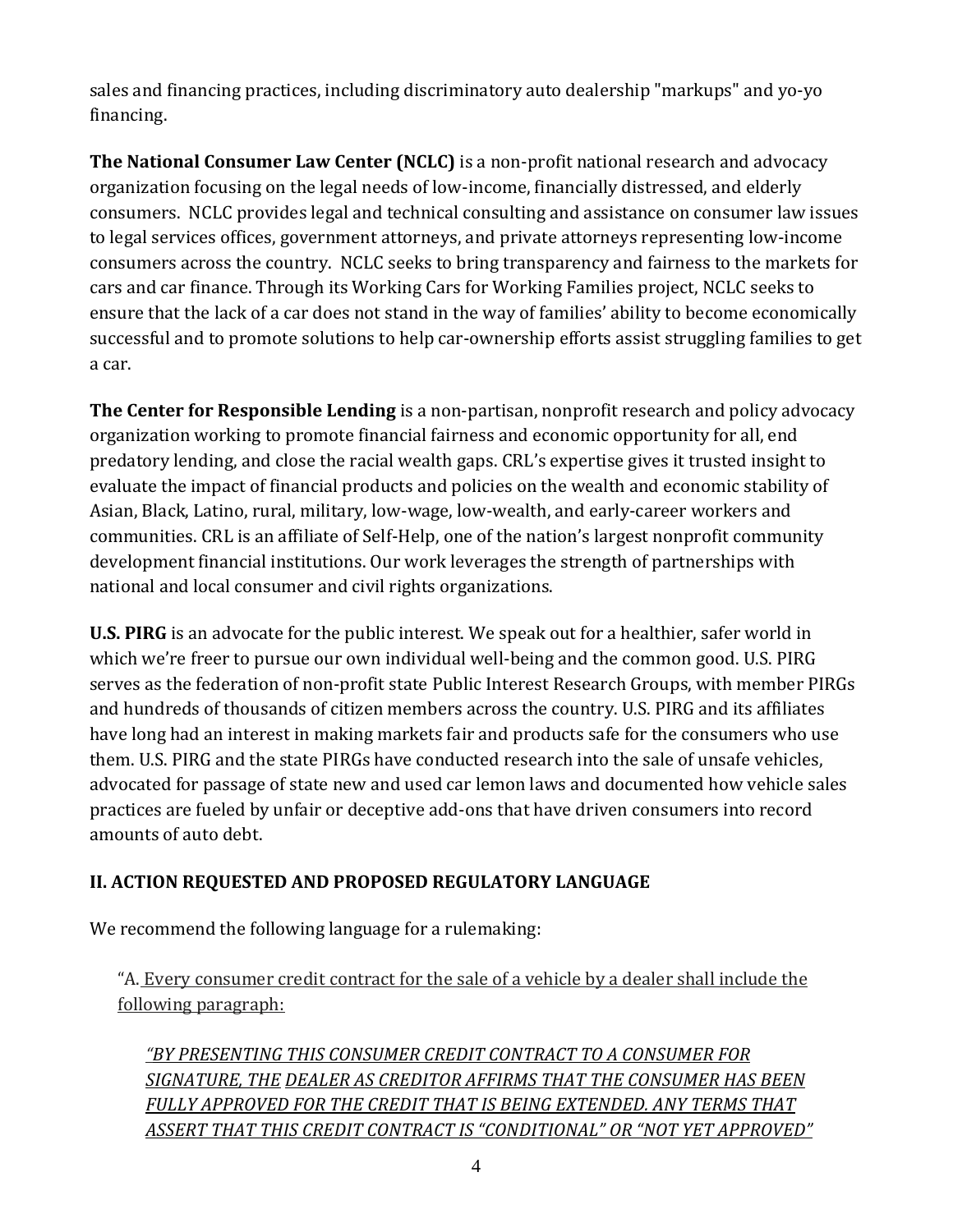sales and financing practices, including discriminatory auto dealership "markups" and yo-yo financing.

**The National Consumer Law Center (NCLC)** is a non-profit national research and advocacy organization focusing on the legal needs of low-income, financially distressed, and elderly consumers. NCLC provides legal and technical consulting and assistance on consumer law issues to legal services offices, government attorneys, and private attorneys representing low-income consumers across the country. NCLC seeks to bring transparency and fairness to the markets for cars and car finance. Through its Working Cars for Working Families project, NCLC seeks to ensure that the lack of a car does not stand in the way of families' ability to become economically successful and to promote solutions to help car-ownership efforts assist struggling families to get a car.

**The Center for Responsible Lending** is a non-partisan, nonprofit research and policy advocacy organization working to promote financial fairness and economic opportunity for all, end predatory lending, and close the racial wealth gaps. CRL's expertise gives it trusted insight to evaluate the impact of financial products and policies on the wealth and economic stability of Asian, Black, Latino, rural, military, low-wage, low-wealth, and early-career workers and communities. CRL is an affiliate of Self-Help, one of the nation's largest nonprofit community development financial institutions. Our work leverages the strength of partnerships with national and local consumer and civil rights organizations.

**U.S. PIRG** is an advocate for the public interest. We speak out for a healthier, safer world in which we're freer to pursue our own individual well-being and the common good. U.S. PIRG serves as the federation of non-profit state Public Interest Research Groups, with member PIRGs and hundreds of thousands of citizen members across the country. U.S. PIRG and its affiliates have long had an interest in making markets fair and products safe for the consumers who use them. U.S. PIRG and the state PIRGs have conducted research into the sale of unsafe vehicles, advocated for passage of state new and used car lemon laws and documented how vehicle sales practices are fueled by unfair or deceptive add-ons that have driven consumers into record amounts of auto debt.

## II. ACTION REQUESTED AND PROPOSED REGULATORY LANGUAGE

We recommend the following language for a rulemaking:

> "A. <u>Every consumer credit contract for the sale of a vehicle by a dealer shall include the following paragraph:</u>
>
> <u>*"BY PRESENTING THIS CONSUMER CREDIT CONTRACT TO A CONSUMER FOR SIGNATURE, THE DEALER AS CREDITOR AFFIRMS THAT THE CONSUMER HAS BEEN FULLY APPROVED FOR THE CREDIT THAT IS BEING EXTENDED. ANY TERMS THAT ASSERT THAT THIS CREDIT CONTRACT IS "CONDITIONAL" OR "NOT YET APPROVED"*</u>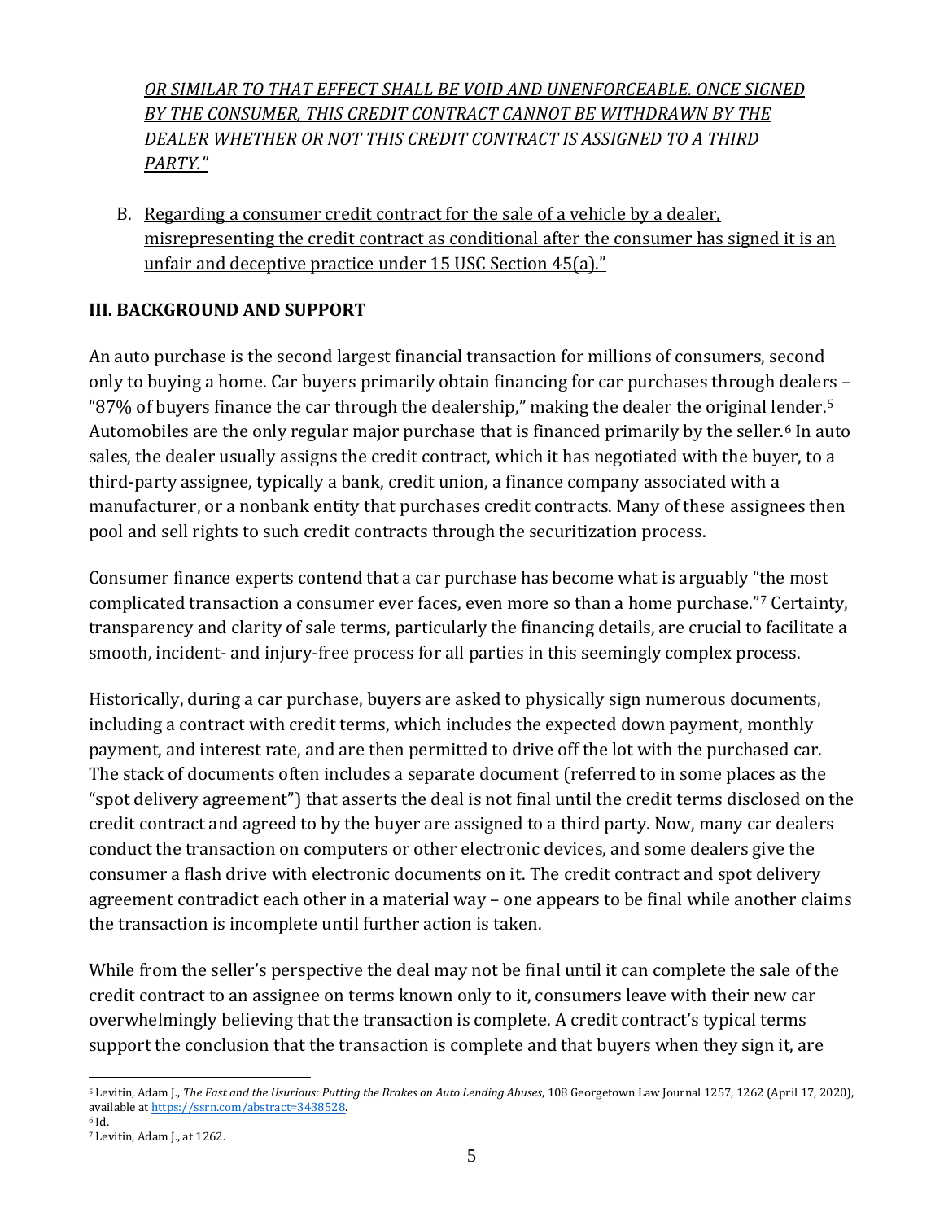*<u>OR SIMILAR TO THAT EFFECT SHALL BE VOID AND UNENFORCEABLE. ONCE SIGNED BY THE CONSUMER, THIS CREDIT CONTRACT CANNOT BE WITHDRAWN BY THE DEALER WHETHER OR NOT THIS CREDIT CONTRACT IS ASSIGNED TO A THIRD PARTY."</u>*

B. <u>Regarding a consumer credit contract for the sale of a vehicle by a dealer, misrepresenting the credit contract as conditional after the consumer has signed it is an unfair and deceptive practice under 15 USC Section 45(a)."</u>

## III. BACKGROUND AND SUPPORT

An auto purchase is the second largest financial transaction for millions of consumers, second only to buying a home. Car buyers primarily obtain financing for car purchases through dealers – "87% of buyers finance the car through the dealership," making the dealer the original lender.[5] Automobiles are the only regular major purchase that is financed primarily by the seller.[6] In auto sales, the dealer usually assigns the credit contract, which it has negotiated with the buyer, to a third-party assignee, typically a bank, credit union, a finance company associated with a manufacturer, or a nonbank entity that purchases credit contracts. Many of these assignees then pool and sell rights to such credit contracts through the securitization process.

Consumer finance experts contend that a car purchase has become what is arguably "the most complicated transaction a consumer ever faces, even more so than a home purchase."[7] Certainty, transparency and clarity of sale terms, particularly the financing details, are crucial to facilitate a smooth, incident- and injury-free process for all parties in this seemingly complex process.

Historically, during a car purchase, buyers are asked to physically sign numerous documents, including a contract with credit terms, which includes the expected down payment, monthly payment, and interest rate, and are then permitted to drive off the lot with the purchased car. The stack of documents often includes a separate document (referred to in some places as the "spot delivery agreement") that asserts the deal is not final until the credit terms disclosed on the credit contract and agreed to by the buyer are assigned to a third party. Now, many car dealers conduct the transaction on computers or other electronic devices, and some dealers give the consumer a flash drive with electronic documents on it. The credit contract and spot delivery agreement contradict each other in a material way – one appears to be final while another claims the transaction is incomplete until further action is taken.

While from the seller's perspective the deal may not be final until it can complete the sale of the credit contract to an assignee on terms known only to it, consumers leave with their new car overwhelmingly believing that the transaction is complete. A credit contract's typical terms support the conclusion that the transaction is complete and that buyers when they sign it, are

---

[5] Levitin, Adam J., *The Fast and the Usurious: Putting the Brakes on Auto Lending Abuses*, 108 Georgetown Law Journal 1257, 1262 (April 17, 2020), available at https://ssrn.com/abstract=3438528.

[6] Id.

[7] Levitin, Adam J., at 1262.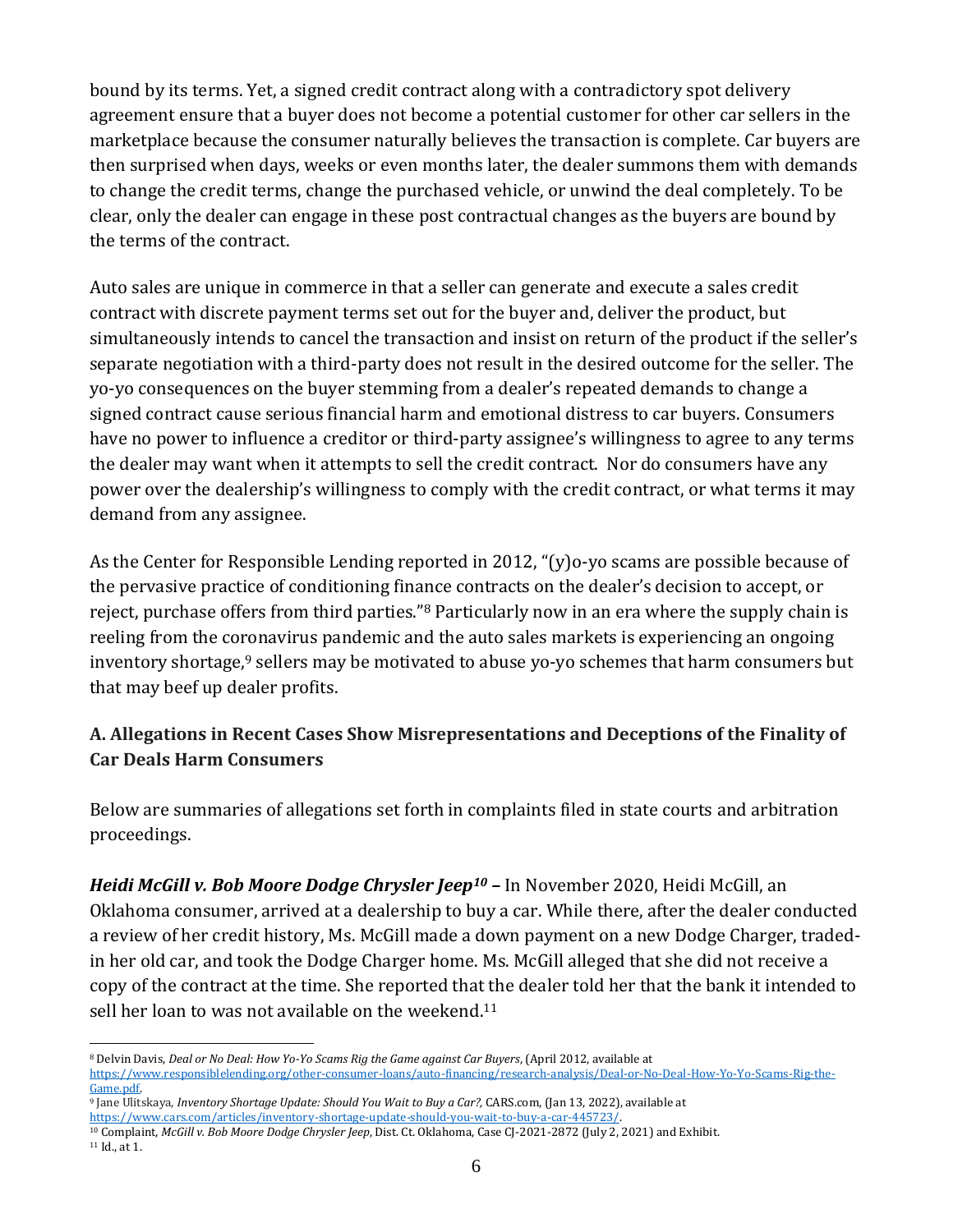bound by its terms. Yet, a signed credit contract along with a contradictory spot delivery agreement ensure that a buyer does not become a potential customer for other car sellers in the marketplace because the consumer naturally believes the transaction is complete. Car buyers are then surprised when days, weeks or even months later, the dealer summons them with demands to change the credit terms, change the purchased vehicle, or unwind the deal completely. To be clear, only the dealer can engage in these post contractual changes as the buyers are bound by the terms of the contract.

Auto sales are unique in commerce in that a seller can generate and execute a sales credit contract with discrete payment terms set out for the buyer and, deliver the product, but simultaneously intends to cancel the transaction and insist on return of the product if the seller's separate negotiation with a third-party does not result in the desired outcome for the seller. The yo-yo consequences on the buyer stemming from a dealer's repeated demands to change a signed contract cause serious financial harm and emotional distress to car buyers. Consumers have no power to influence a creditor or third-party assignee's willingness to agree to any terms the dealer may want when it attempts to sell the credit contract. Nor do consumers have any power over the dealership's willingness to comply with the credit contract, or what terms it may demand from any assignee.

As the Center for Responsible Lending reported in 2012, "(y)o-yo scams are possible because of the pervasive practice of conditioning finance contracts on the dealer's decision to accept, or reject, purchase offers from third parties."[8] Particularly now in an era where the supply chain is reeling from the coronavirus pandemic and the auto sales markets is experiencing an ongoing inventory shortage,[9] sellers may be motivated to abuse yo-yo schemes that harm consumers but that may beef up dealer profits.

### A. Allegations in Recent Cases Show Misrepresentations and Deceptions of the Finality of Car Deals Harm Consumers

Below are summaries of allegations set forth in complaints filed in state courts and arbitration proceedings.

***Heidi McGill v. Bob Moore Dodge Chrysler Jeep*[10]** – In November 2020, Heidi McGill, an Oklahoma consumer, arrived at a dealership to buy a car. While there, after the dealer conducted a review of her credit history, Ms. McGill made a down payment on a new Dodge Charger, traded-in her old car, and took the Dodge Charger home. Ms. McGill alleged that she did not receive a copy of the contract at the time. She reported that the dealer told her that the bank it intended to sell her loan to was not available on the weekend.[11]

---

[8] Delvin Davis, *Deal or No Deal: How Yo-Yo Scams Rig the Game against Car Buyers*, (April 2012, available at https://www.responsiblelending.org/other-consumer-loans/auto-financing/research-analysis/Deal-or-No-Deal-How-Yo-Yo-Scams-Rig-the-Game.pdf.

[9] Jane Ulitskaya, *Inventory Shortage Update: Should You Wait to Buy a Car?*, CARS.com, (Jan 13, 2022), available at https://www.cars.com/articles/inventory-shortage-update-should-you-wait-to-buy-a-car-445723/.

[10] Complaint, *McGill v. Bob Moore Dodge Chrysler Jeep*, Dist. Ct. Oklahoma, Case CJ-2021-2872 (July 2, 2021) and Exhibit.

[11] Id., at 1.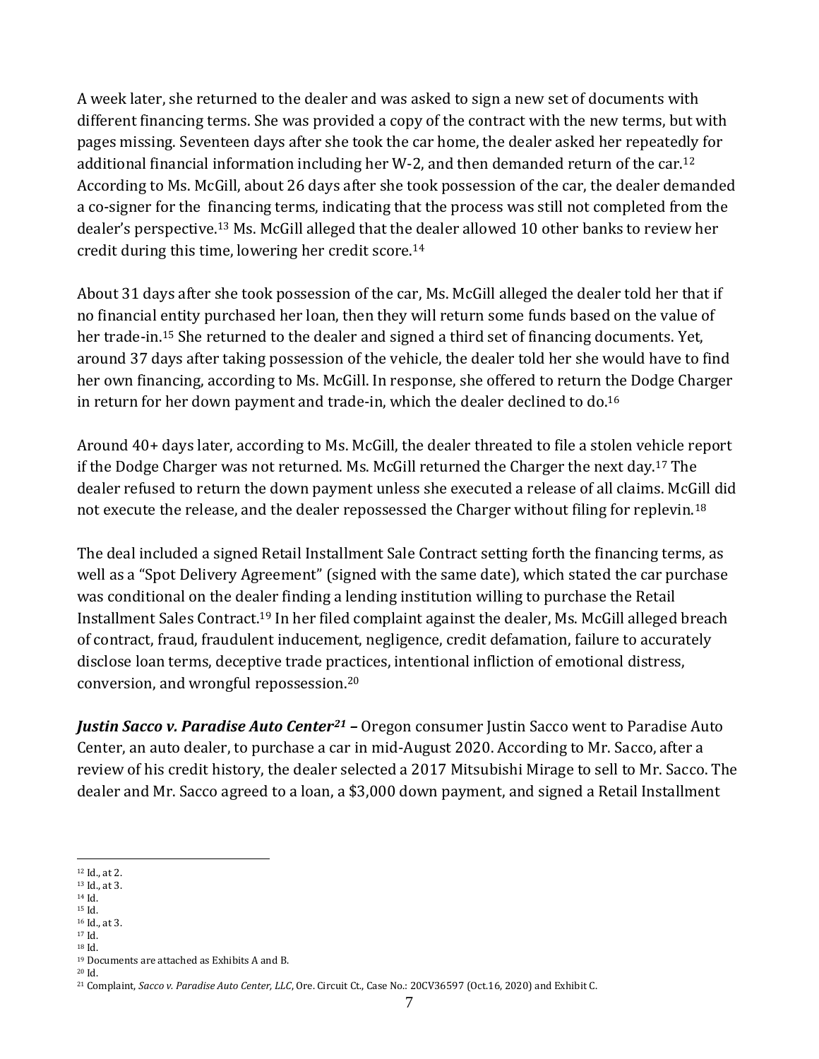A week later, she returned to the dealer and was asked to sign a new set of documents with different financing terms. She was provided a copy of the contract with the new terms, but with pages missing. Seventeen days after she took the car home, the dealer asked her repeatedly for additional financial information including her W-2, and then demanded return of the car.[12] According to Ms. McGill, about 26 days after she took possession of the car, the dealer demanded a co-signer for the financing terms, indicating that the process was still not completed from the dealer's perspective.[13] Ms. McGill alleged that the dealer allowed 10 other banks to review her credit during this time, lowering her credit score.[14]

About 31 days after she took possession of the car, Ms. McGill alleged the dealer told her that if no financial entity purchased her loan, then they will return some funds based on the value of her trade-in.[15] She returned to the dealer and signed a third set of financing documents. Yet, around 37 days after taking possession of the vehicle, the dealer told her she would have to find her own financing, according to Ms. McGill. In response, she offered to return the Dodge Charger in return for her down payment and trade-in, which the dealer declined to do.[16]

Around 40+ days later, according to Ms. McGill, the dealer threated to file a stolen vehicle report if the Dodge Charger was not returned. Ms. McGill returned the Charger the next day.[17] The dealer refused to return the down payment unless she executed a release of all claims. McGill did not execute the release, and the dealer repossessed the Charger without filing for replevin.[18]

The deal included a signed Retail Installment Sale Contract setting forth the financing terms, as well as a "Spot Delivery Agreement" (signed with the same date), which stated the car purchase was conditional on the dealer finding a lending institution willing to purchase the Retail Installment Sales Contract.[19] In her filed complaint against the dealer, Ms. McGill alleged breach of contract, fraud, fraudulent inducement, negligence, credit defamation, failure to accurately disclose loan terms, deceptive trade practices, intentional infliction of emotional distress, conversion, and wrongful repossession.[20]

***Justin Sacco v. Paradise Auto Center[21]*** – Oregon consumer Justin Sacco went to Paradise Auto Center, an auto dealer, to purchase a car in mid-August 2020. According to Mr. Sacco, after a review of his credit history, the dealer selected a 2017 Mitsubishi Mirage to sell to Mr. Sacco. The dealer and Mr. Sacco agreed to a loan, a $3,000 down payment, and signed a Retail Installment

---

[12] Id., at 2.
[13] Id., at 3.
[14] Id.
[15] Id.
[16] Id., at 3.
[17] Id.
[18] Id.
[19] Documents are attached as Exhibits A and B.
[20] Id.
[21] Complaint, *Sacco v. Paradise Auto Center, LLC*, Ore. Circuit Ct., Case No.: 20CV36597 (Oct.16, 2020) and Exhibit C.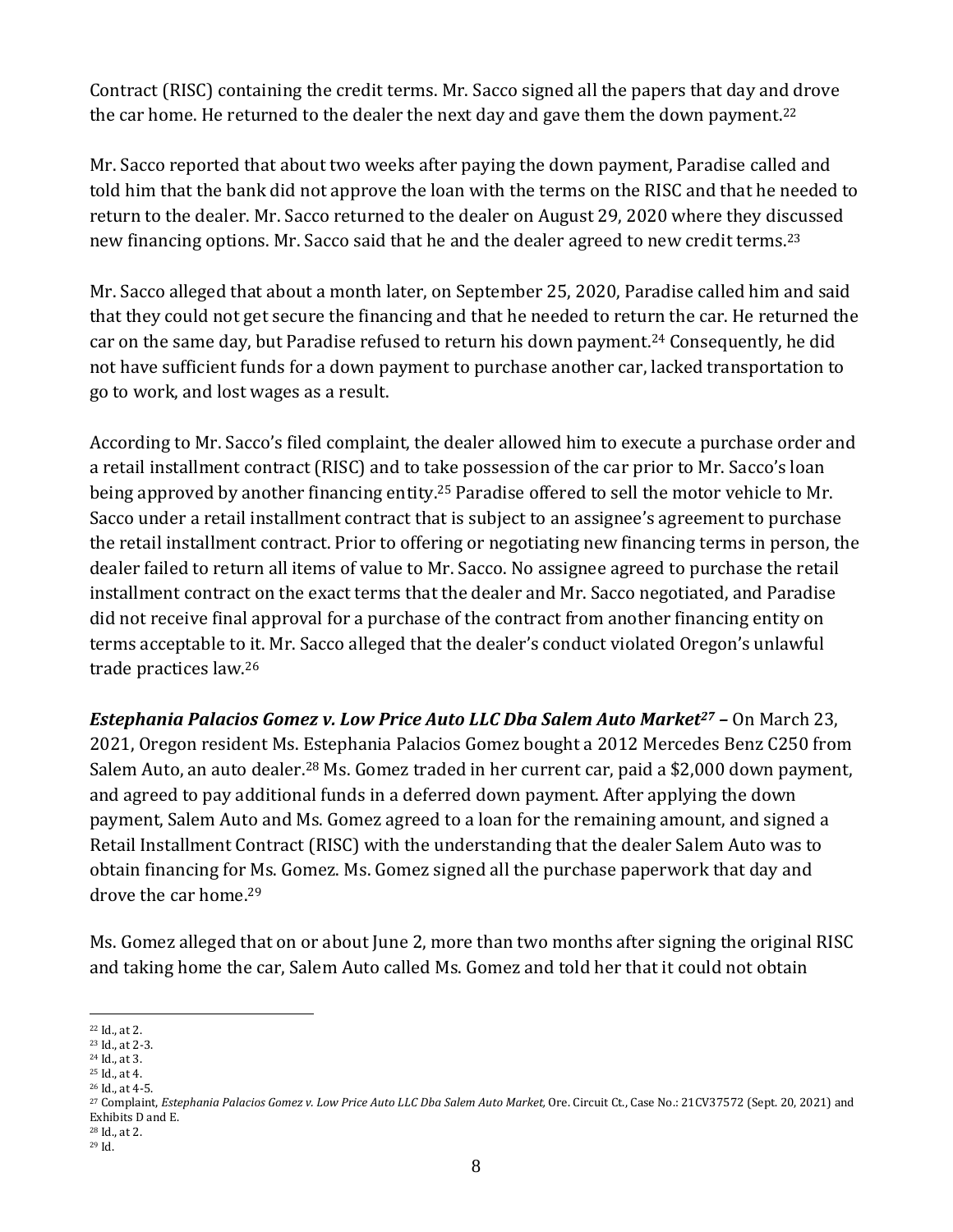Contract (RISC) containing the credit terms. Mr. Sacco signed all the papers that day and drove the car home. He returned to the dealer the next day and gave them the down payment.[22]

Mr. Sacco reported that about two weeks after paying the down payment, Paradise called and told him that the bank did not approve the loan with the terms on the RISC and that he needed to return to the dealer. Mr. Sacco returned to the dealer on August 29, 2020 where they discussed new financing options. Mr. Sacco said that he and the dealer agreed to new credit terms.[23]

Mr. Sacco alleged that about a month later, on September 25, 2020, Paradise called him and said that they could not get secure the financing and that he needed to return the car. He returned the car on the same day, but Paradise refused to return his down payment.[24] Consequently, he did not have sufficient funds for a down payment to purchase another car, lacked transportation to go to work, and lost wages as a result.

According to Mr. Sacco's filed complaint, the dealer allowed him to execute a purchase order and a retail installment contract (RISC) and to take possession of the car prior to Mr. Sacco's loan being approved by another financing entity.[25] Paradise offered to sell the motor vehicle to Mr. Sacco under a retail installment contract that is subject to an assignee's agreement to purchase the retail installment contract. Prior to offering or negotiating new financing terms in person, the dealer failed to return all items of value to Mr. Sacco. No assignee agreed to purchase the retail installment contract on the exact terms that the dealer and Mr. Sacco negotiated, and Paradise did not receive final approval for a purchase of the contract from another financing entity on terms acceptable to it. Mr. Sacco alleged that the dealer's conduct violated Oregon's unlawful trade practices law.[26]

***Estephania Palacios Gomez v. Low Price Auto LLC Dba Salem Auto Market*[27]** – On March 23, 2021, Oregon resident Ms. Estephania Palacios Gomez bought a 2012 Mercedes Benz C250 from Salem Auto, an auto dealer.[28] Ms. Gomez traded in her current car, paid a $2,000 down payment, and agreed to pay additional funds in a deferred down payment. After applying the down payment, Salem Auto and Ms. Gomez agreed to a loan for the remaining amount, and signed a Retail Installment Contract (RISC) with the understanding that the dealer Salem Auto was to obtain financing for Ms. Gomez. Ms. Gomez signed all the purchase paperwork that day and drove the car home.[29]

Ms. Gomez alleged that on or about June 2, more than two months after signing the original RISC and taking home the car, Salem Auto called Ms. Gomez and told her that it could not obtain

---

[22] Id., at 2.

[23] Id., at 2-3.

[24] Id., at 3.

[25] Id., at 4.

[26] Id., at 4-5.

[27] Complaint, *Estephania Palacios Gomez v. Low Price Auto LLC Dba Salem Auto Market,* Ore. Circuit Ct., Case No.: 21CV37572 (Sept. 20, 2021) and Exhibits D and E.

[28] Id., at 2.

[29] Id.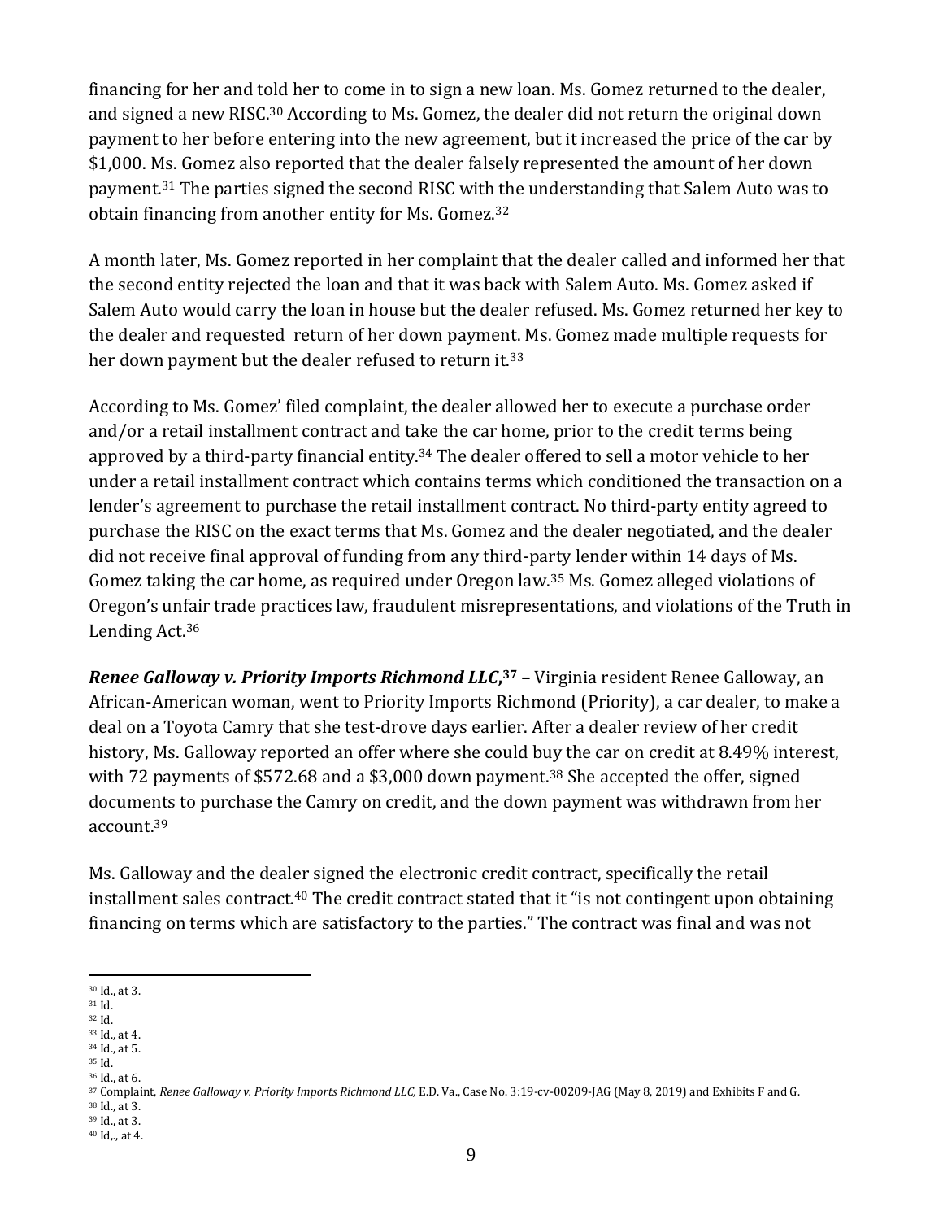financing for her and told her to come in to sign a new loan. Ms. Gomez returned to the dealer, and signed a new RISC.[30] According to Ms. Gomez, the dealer did not return the original down payment to her before entering into the new agreement, but it increased the price of the car by $1,000. Ms. Gomez also reported that the dealer falsely represented the amount of her down payment.[31] The parties signed the second RISC with the understanding that Salem Auto was to obtain financing from another entity for Ms. Gomez.[32]

A month later, Ms. Gomez reported in her complaint that the dealer called and informed her that the second entity rejected the loan and that it was back with Salem Auto. Ms. Gomez asked if Salem Auto would carry the loan in house but the dealer refused. Ms. Gomez returned her key to the dealer and requested return of her down payment. Ms. Gomez made multiple requests for her down payment but the dealer refused to return it.[33]

According to Ms. Gomez' filed complaint, the dealer allowed her to execute a purchase order and/or a retail installment contract and take the car home, prior to the credit terms being approved by a third-party financial entity.[34] The dealer offered to sell a motor vehicle to her under a retail installment contract which contains terms which conditioned the transaction on a lender's agreement to purchase the retail installment contract. No third-party entity agreed to purchase the RISC on the exact terms that Ms. Gomez and the dealer negotiated, and the dealer did not receive final approval of funding from any third-party lender within 14 days of Ms. Gomez taking the car home, as required under Oregon law.[35] Ms. Gomez alleged violations of Oregon's unfair trade practices law, fraudulent misrepresentations, and violations of the Truth in Lending Act.[36]

***Renee Galloway v. Priority Imports Richmond LLC*,[37] –** Virginia resident Renee Galloway, an African-American woman, went to Priority Imports Richmond (Priority), a car dealer, to make a deal on a Toyota Camry that she test-drove days earlier. After a dealer review of her credit history, Ms. Galloway reported an offer where she could buy the car on credit at 8.49% interest, with 72 payments of $572.68 and a $3,000 down payment.[38] She accepted the offer, signed documents to purchase the Camry on credit, and the down payment was withdrawn from her account.[39]

Ms. Galloway and the dealer signed the electronic credit contract, specifically the retail installment sales contract.[40] The credit contract stated that it "is not contingent upon obtaining financing on terms which are satisfactory to the parties." The contract was final and was not

---

[30] Id., at 3.
[31] Id.
[32] Id.
[33] Id., at 4.
[34] Id., at 5.
[35] Id.
[36] Id., at 6.
[37] Complaint, *Renee Galloway v. Priority Imports Richmond LLC,* E.D. Va., Case No. 3:19-cv-00209-JAG (May 8, 2019) and Exhibits F and G.
[38] Id., at 3.
[39] Id., at 3.
[40] Id,., at 4.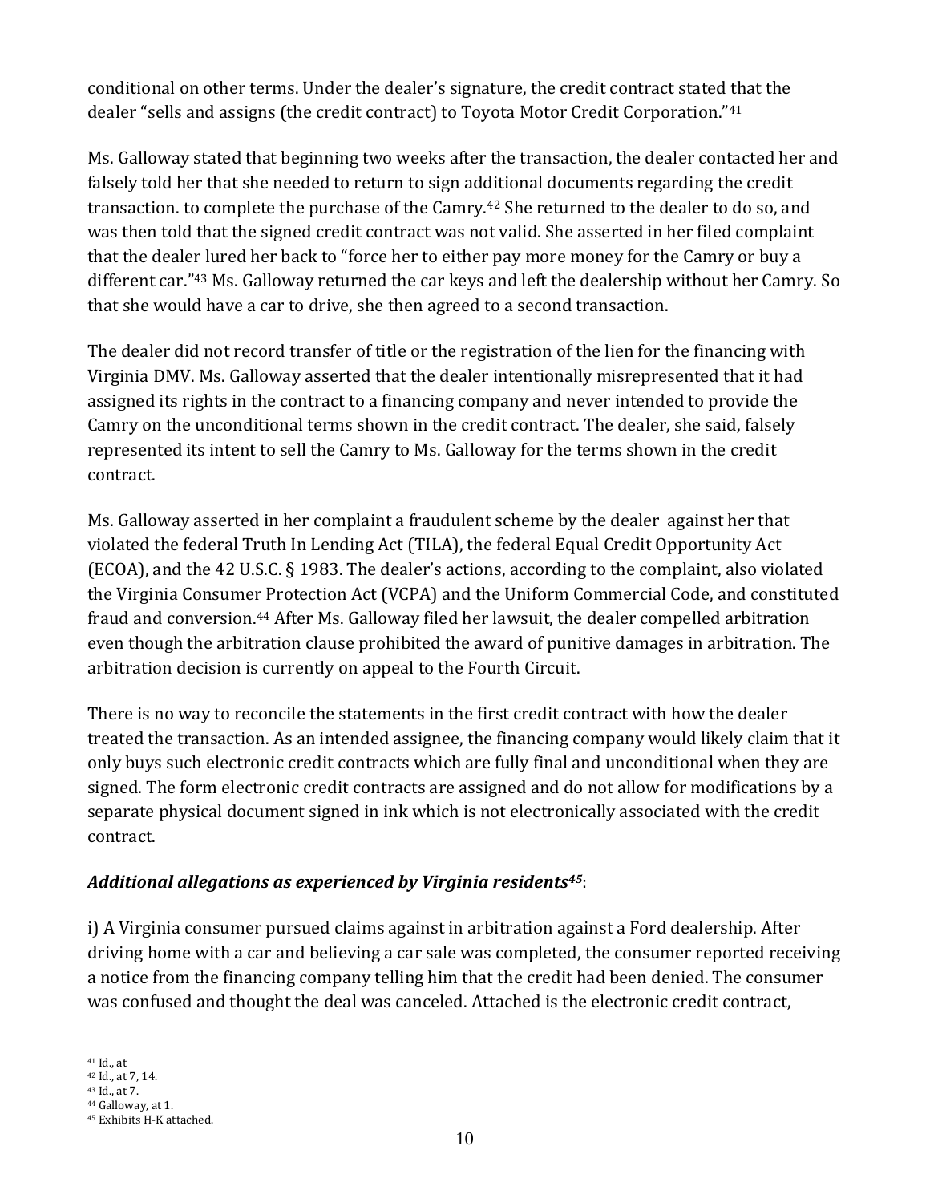conditional on other terms. Under the dealer's signature, the credit contract stated that the dealer "sells and assigns (the credit contract) to Toyota Motor Credit Corporation."[41]

Ms. Galloway stated that beginning two weeks after the transaction, the dealer contacted her and falsely told her that she needed to return to sign additional documents regarding the credit transaction. to complete the purchase of the Camry.[42] She returned to the dealer to do so, and was then told that the signed credit contract was not valid. She asserted in her filed complaint that the dealer lured her back to "force her to either pay more money for the Camry or buy a different car."[43] Ms. Galloway returned the car keys and left the dealership without her Camry. So that she would have a car to drive, she then agreed to a second transaction.

The dealer did not record transfer of title or the registration of the lien for the financing with Virginia DMV. Ms. Galloway asserted that the dealer intentionally misrepresented that it had assigned its rights in the contract to a financing company and never intended to provide the Camry on the unconditional terms shown in the credit contract. The dealer, she said, falsely represented its intent to sell the Camry to Ms. Galloway for the terms shown in the credit contract.

Ms. Galloway asserted in her complaint a fraudulent scheme by the dealer against her that violated the federal Truth In Lending Act (TILA), the federal Equal Credit Opportunity Act (ECOA), and the 42 U.S.C. § 1983. The dealer's actions, according to the complaint, also violated the Virginia Consumer Protection Act (VCPA) and the Uniform Commercial Code, and constituted fraud and conversion.[44] After Ms. Galloway filed her lawsuit, the dealer compelled arbitration even though the arbitration clause prohibited the award of punitive damages in arbitration. The arbitration decision is currently on appeal to the Fourth Circuit.

There is no way to reconcile the statements in the first credit contract with how the dealer treated the transaction. As an intended assignee, the financing company would likely claim that it only buys such electronic credit contracts which are fully final and unconditional when they are signed. The form electronic credit contracts are assigned and do not allow for modifications by a separate physical document signed in ink which is not electronically associated with the credit contract.

***Additional allegations as experienced by Virginia residents[45]***:

i) A Virginia consumer pursued claims against in arbitration against a Ford dealership. After driving home with a car and believing a car sale was completed, the consumer reported receiving a notice from the financing company telling him that the credit had been denied. The consumer was confused and thought the deal was canceled. Attached is the electronic credit contract,

---

[41] Id., at

[42] Id., at 7, 14.

[43] Id., at 7.

[44] Galloway, at 1.

[45] Exhibits H-K attached.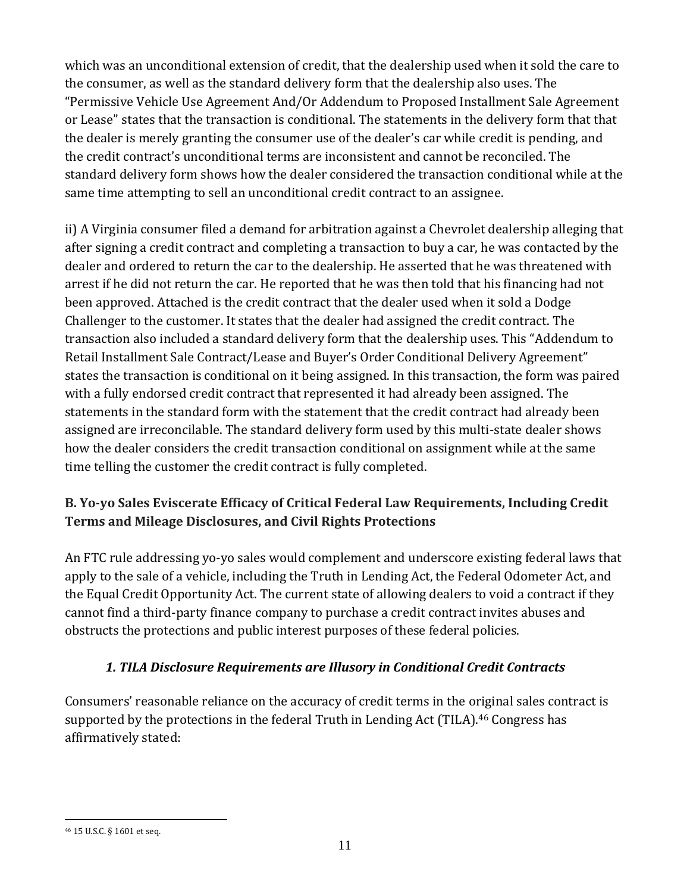which was an unconditional extension of credit, that the dealership used when it sold the care to the consumer, as well as the standard delivery form that the dealership also uses. The "Permissive Vehicle Use Agreement And/Or Addendum to Proposed Installment Sale Agreement or Lease" states that the transaction is conditional. The statements in the delivery form that that the dealer is merely granting the consumer use of the dealer's car while credit is pending, and the credit contract's unconditional terms are inconsistent and cannot be reconciled. The standard delivery form shows how the dealer considered the transaction conditional while at the same time attempting to sell an unconditional credit contract to an assignee.

ii) A Virginia consumer filed a demand for arbitration against a Chevrolet dealership alleging that after signing a credit contract and completing a transaction to buy a car, he was contacted by the dealer and ordered to return the car to the dealership. He asserted that he was threatened with arrest if he did not return the car. He reported that he was then told that his financing had not been approved. Attached is the credit contract that the dealer used when it sold a Dodge Challenger to the customer. It states that the dealer had assigned the credit contract. The transaction also included a standard delivery form that the dealership uses. This "Addendum to Retail Installment Sale Contract/Lease and Buyer's Order Conditional Delivery Agreement" states the transaction is conditional on it being assigned. In this transaction, the form was paired with a fully endorsed credit contract that represented it had already been assigned. The statements in the standard form with the statement that the credit contract had already been assigned are irreconcilable. The standard delivery form used by this multi-state dealer shows how the dealer considers the credit transaction conditional on assignment while at the same time telling the customer the credit contract is fully completed.

### B. Yo-yo Sales Eviscerate Efficacy of Critical Federal Law Requirements, Including Credit Terms and Mileage Disclosures, and Civil Rights Protections

An FTC rule addressing yo-yo sales would complement and underscore existing federal laws that apply to the sale of a vehicle, including the Truth in Lending Act, the Federal Odometer Act, and the Equal Credit Opportunity Act. The current state of allowing dealers to void a contract if they cannot find a third-party finance company to purchase a credit contract invites abuses and obstructs the protections and public interest purposes of these federal policies.

#### *1. TILA Disclosure Requirements are Illusory in Conditional Credit Contracts*

Consumers' reasonable reliance on the accuracy of credit terms in the original sales contract is supported by the protections in the federal Truth in Lending Act (TILA).[46] Congress has affirmatively stated:

[46] 15 U.S.C. § 1601 et seq.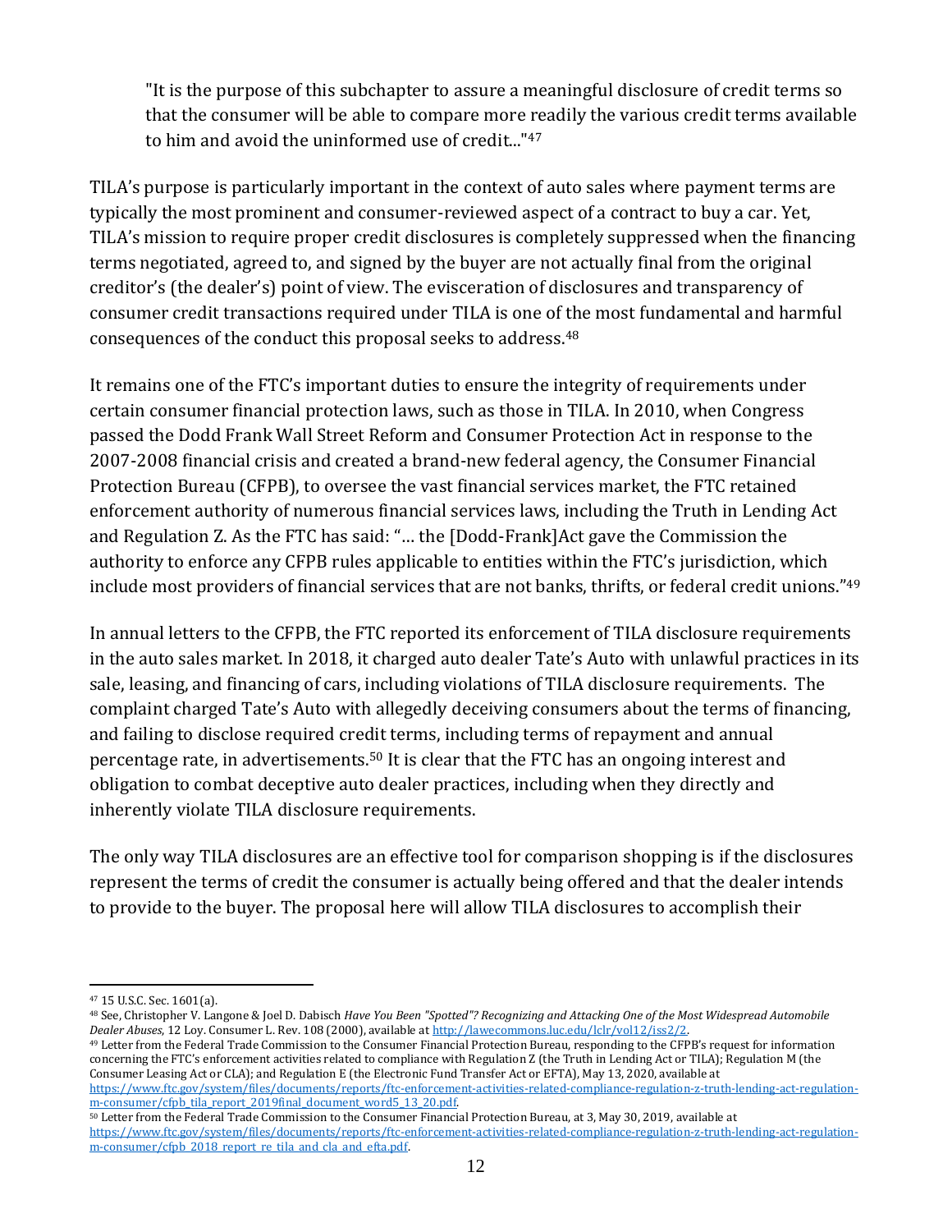> "It is the purpose of this subchapter to assure a meaningful disclosure of credit terms so that the consumer will be able to compare more readily the various credit terms available to him and avoid the uninformed use of credit..."[47]

TILA's purpose is particularly important in the context of auto sales where payment terms are typically the most prominent and consumer-reviewed aspect of a contract to buy a car. Yet, TILA's mission to require proper credit disclosures is completely suppressed when the financing terms negotiated, agreed to, and signed by the buyer are not actually final from the original creditor's (the dealer's) point of view. The evisceration of disclosures and transparency of consumer credit transactions required under TILA is one of the most fundamental and harmful consequences of the conduct this proposal seeks to address.[48]

It remains one of the FTC's important duties to ensure the integrity of requirements under certain consumer financial protection laws, such as those in TILA. In 2010, when Congress passed the Dodd Frank Wall Street Reform and Consumer Protection Act in response to the 2007-2008 financial crisis and created a brand-new federal agency, the Consumer Financial Protection Bureau (CFPB), to oversee the vast financial services market, the FTC retained enforcement authority of numerous financial services laws, including the Truth in Lending Act and Regulation Z. As the FTC has said: "… the [Dodd-Frank]Act gave the Commission the authority to enforce any CFPB rules applicable to entities within the FTC's jurisdiction, which include most providers of financial services that are not banks, thrifts, or federal credit unions."[49]

In annual letters to the CFPB, the FTC reported its enforcement of TILA disclosure requirements in the auto sales market. In 2018, it charged auto dealer Tate's Auto with unlawful practices in its sale, leasing, and financing of cars, including violations of TILA disclosure requirements. The complaint charged Tate's Auto with allegedly deceiving consumers about the terms of financing, and failing to disclose required credit terms, including terms of repayment and annual percentage rate, in advertisements.[50] It is clear that the FTC has an ongoing interest and obligation to combat deceptive auto dealer practices, including when they directly and inherently violate TILA disclosure requirements.

The only way TILA disclosures are an effective tool for comparison shopping is if the disclosures represent the terms of credit the consumer is actually being offered and that the dealer intends to provide to the buyer. The proposal here will allow TILA disclosures to accomplish their

---

[47] 15 U.S.C. Sec. 1601(a).

[48] See, Christopher V. Langone & Joel D. Dabisch *Have You Been "Spotted"? Recognizing and Attacking One of the Most Widespread Automobile Dealer Abuses*, 12 Loy. Consumer L. Rev. 108 (2000), available at http://lawecommons.luc.edu/lclr/vol12/iss2/2.

[49] Letter from the Federal Trade Commission to the Consumer Financial Protection Bureau, responding to the CFPB's request for information concerning the FTC's enforcement activities related to compliance with Regulation Z (the Truth in Lending Act or TILA); Regulation M (the Consumer Leasing Act or CLA); and Regulation E (the Electronic Fund Transfer Act or EFTA), May 13, 2020, available at https://www.ftc.gov/system/files/documents/reports/ftc-enforcement-activities-related-compliance-regulation-z-truth-lending-act-regulation-m-consumer/cfpb_tila_report_2019final_document_word5_13_20.pdf.

[50] Letter from the Federal Trade Commission to the Consumer Financial Protection Bureau, at 3, May 30, 2019, available at https://www.ftc.gov/system/files/documents/reports/ftc-enforcement-activities-related-compliance-regulation-z-truth-lending-act-regulation-m-consumer/cfpb_2018_report_re_tila_and_cla_and_efta.pdf.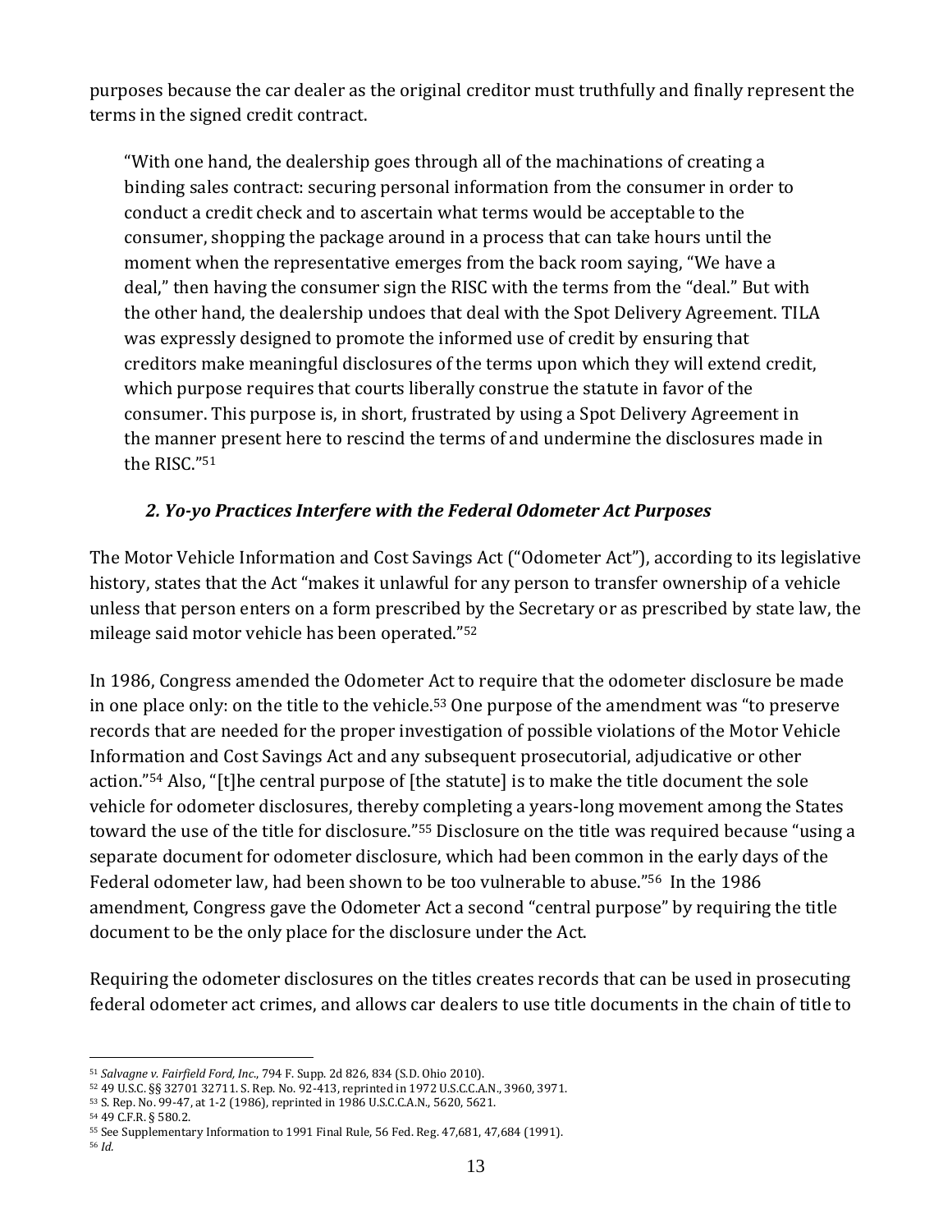purposes because the car dealer as the original creditor must truthfully and finally represent the terms in the signed credit contract.

> "With one hand, the dealership goes through all of the machinations of creating a binding sales contract: securing personal information from the consumer in order to conduct a credit check and to ascertain what terms would be acceptable to the consumer, shopping the package around in a process that can take hours until the moment when the representative emerges from the back room saying, "We have a deal," then having the consumer sign the RISC with the terms from the "deal." But with the other hand, the dealership undoes that deal with the Spot Delivery Agreement. TILA was expressly designed to promote the informed use of credit by ensuring that creditors make meaningful disclosures of the terms upon which they will extend credit, which purpose requires that courts liberally construe the statute in favor of the consumer. This purpose is, in short, frustrated by using a Spot Delivery Agreement in the manner present here to rescind the terms of and undermine the disclosures made in the RISC."[51]

### *2. Yo-yo Practices Interfere with the Federal Odometer Act Purposes*

The Motor Vehicle Information and Cost Savings Act ("Odometer Act"), according to its legislative history, states that the Act "makes it unlawful for any person to transfer ownership of a vehicle unless that person enters on a form prescribed by the Secretary or as prescribed by state law, the mileage said motor vehicle has been operated."[52]

In 1986, Congress amended the Odometer Act to require that the odometer disclosure be made in one place only: on the title to the vehicle.[53] One purpose of the amendment was "to preserve records that are needed for the proper investigation of possible violations of the Motor Vehicle Information and Cost Savings Act and any subsequent prosecutorial, adjudicative or other action."[54] Also, "[t]he central purpose of [the statute] is to make the title document the sole vehicle for odometer disclosures, thereby completing a years-long movement among the States toward the use of the title for disclosure."[55] Disclosure on the title was required because "using a separate document for odometer disclosure, which had been common in the early days of the Federal odometer law, had been shown to be too vulnerable to abuse."[56] In the 1986 amendment, Congress gave the Odometer Act a second "central purpose" by requiring the title document to be the only place for the disclosure under the Act.

Requiring the odometer disclosures on the titles creates records that can be used in prosecuting federal odometer act crimes, and allows car dealers to use title documents in the chain of title to

---

[51] *Salvagne v. Fairfield Ford, Inc.*, 794 F. Supp. 2d 826, 834 (S.D. Ohio 2010).

[52] 49 U.S.C. §§ 32701 32711. S. Rep. No. 92-413, reprinted in 1972 U.S.C.C.A.N., 3960, 3971.

[53] S. Rep. No. 99-47, at 1-2 (1986), reprinted in 1986 U.S.C.C.A.N., 5620, 5621.

[54] 49 C.F.R. § 580.2.

[55] See Supplementary Information to 1991 Final Rule, 56 Fed. Reg. 47,681, 47,684 (1991).

[56] *Id.*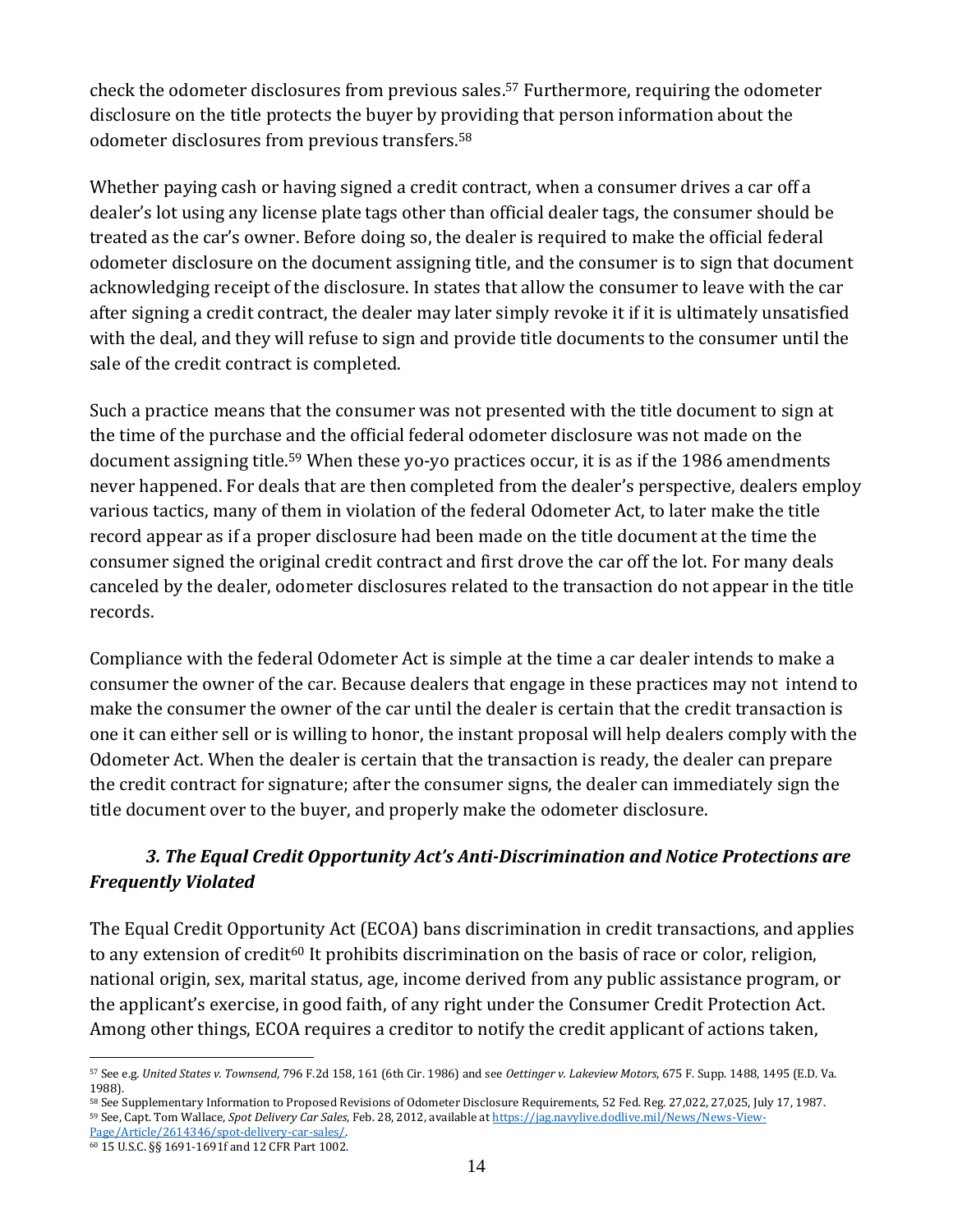check the odometer disclosures from previous sales.[57] Furthermore, requiring the odometer disclosure on the title protects the buyer by providing that person information about the odometer disclosures from previous transfers.[58]

Whether paying cash or having signed a credit contract, when a consumer drives a car off a dealer's lot using any license plate tags other than official dealer tags, the consumer should be treated as the car's owner. Before doing so, the dealer is required to make the official federal odometer disclosure on the document assigning title, and the consumer is to sign that document acknowledging receipt of the disclosure. In states that allow the consumer to leave with the car after signing a credit contract, the dealer may later simply revoke it if it is ultimately unsatisfied with the deal, and they will refuse to sign and provide title documents to the consumer until the sale of the credit contract is completed.

Such a practice means that the consumer was not presented with the title document to sign at the time of the purchase and the official federal odometer disclosure was not made on the document assigning title.[59] When these yo-yo practices occur, it is as if the 1986 amendments never happened. For deals that are then completed from the dealer's perspective, dealers employ various tactics, many of them in violation of the federal Odometer Act, to later make the title record appear as if a proper disclosure had been made on the title document at the time the consumer signed the original credit contract and first drove the car off the lot. For many deals canceled by the dealer, odometer disclosures related to the transaction do not appear in the title records.

Compliance with the federal Odometer Act is simple at the time a car dealer intends to make a consumer the owner of the car. Because dealers that engage in these practices may not intend to make the consumer the owner of the car until the dealer is certain that the credit transaction is one it can either sell or is willing to honor, the instant proposal will help dealers comply with the Odometer Act. When the dealer is certain that the transaction is ready, the dealer can prepare the credit contract for signature; after the consumer signs, the dealer can immediately sign the title document over to the buyer, and properly make the odometer disclosure.

### *3. The Equal Credit Opportunity Act's Anti-Discrimination and Notice Protections are Frequently Violated*

The Equal Credit Opportunity Act (ECOA) bans discrimination in credit transactions, and applies to any extension of credit[60] It prohibits discrimination on the basis of race or color, religion, national origin, sex, marital status, age, income derived from any public assistance program, or the applicant's exercise, in good faith, of any right under the Consumer Credit Protection Act. Among other things, ECOA requires a creditor to notify the credit applicant of actions taken,

---

[57] See e.g. *United States v. Townsend*, 796 F.2d 158, 161 (6th Cir. 1986) and see *Oettinger v. Lakeview Motors*, 675 F. Supp. 1488, 1495 (E.D. Va. 1988).

[58] See Supplementary Information to Proposed Revisions of Odometer Disclosure Requirements, 52 Fed. Reg. 27,022, 27,025, July 17, 1987.

[59] See, Capt. Tom Wallace, *Spot Delivery Car Sales*, Feb. 28, 2012, available at https://jag.navylive.dodlive.mil/News/News-View-Page/Article/2614346/spot-delivery-car-sales/.

[60] 15 U.S.C. §§ 1691-1691f and 12 CFR Part 1002.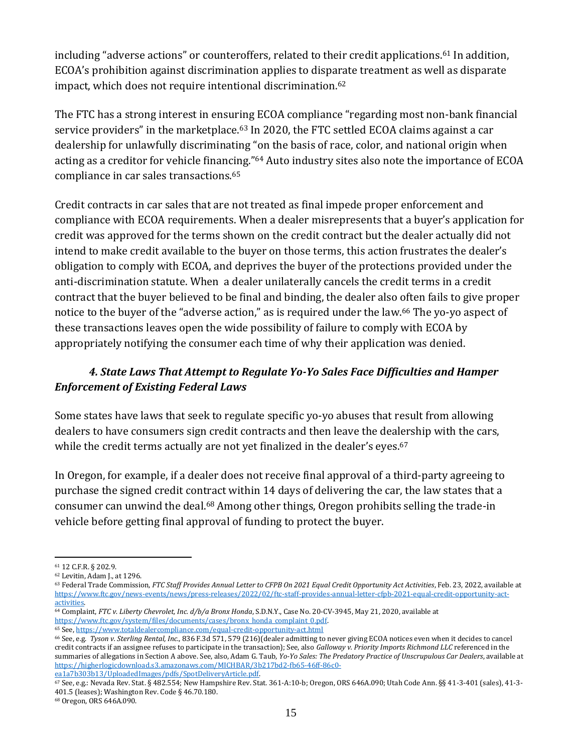including "adverse actions" or counteroffers, related to their credit applications.[61] In addition, ECOA's prohibition against discrimination applies to disparate treatment as well as disparate impact, which does not require intentional discrimination.[62]

The FTC has a strong interest in ensuring ECOA compliance "regarding most non-bank financial service providers" in the marketplace.[63] In 2020, the FTC settled ECOA claims against a car dealership for unlawfully discriminating "on the basis of race, color, and national origin when acting as a creditor for vehicle financing."[64] Auto industry sites also note the importance of ECOA compliance in car sales transactions.[65]

Credit contracts in car sales that are not treated as final impede proper enforcement and compliance with ECOA requirements. When a dealer misrepresents that a buyer's application for credit was approved for the terms shown on the credit contract but the dealer actually did not intend to make credit available to the buyer on those terms, this action frustrates the dealer's obligation to comply with ECOA, and deprives the buyer of the protections provided under the anti-discrimination statute. When a dealer unilaterally cancels the credit terms in a credit contract that the buyer believed to be final and binding, the dealer also often fails to give proper notice to the buyer of the "adverse action," as is required under the law.[66] The yo-yo aspect of these transactions leaves open the wide possibility of failure to comply with ECOA by appropriately notifying the consumer each time of why their application was denied.

### *4. State Laws That Attempt to Regulate Yo-Yo Sales Face Difficulties and Hamper Enforcement of Existing Federal Laws*

Some states have laws that seek to regulate specific yo-yo abuses that result from allowing dealers to have consumers sign credit contracts and then leave the dealership with the cars, while the credit terms actually are not yet finalized in the dealer's eyes.[67]

In Oregon, for example, if a dealer does not receive final approval of a third-party agreeing to purchase the signed credit contract within 14 days of delivering the car, the law states that a consumer can unwind the deal.[68] Among other things, Oregon prohibits selling the trade-in vehicle before getting final approval of funding to protect the buyer.

---

[61] 12 C.F.R. § 202.9.

[62] Levitin, Adam J., at 1296.

[63] Federal Trade Commission, *FTC Staff Provides Annual Letter to CFPB On 2021 Equal Credit Opportunity Act Activities*, Feb. 23, 2022, available at https://www.ftc.gov/news-events/news/press-releases/2022/02/ftc-staff-provides-annual-letter-cfpb-2021-equal-credit-opportunity-act-activities.

[64] Complaint, *FTC v. Liberty Chevrolet, Inc. d/b/a Bronx Honda*, S.D.N.Y., Case No. 20-CV-3945, May 21, 2020, available at https://www.ftc.gov/system/files/documents/cases/bronx_honda_complaint_0.pdf.

[65] See, https://www.totaldealercompliance.com/equal-credit-opportunity-act.html

[66] See, e.g. *Tyson v. Sterling Rental, Inc.*, 836 F.3d 571, 579 (216)(dealer admitting to never giving ECOA notices even when it decides to cancel credit contracts if an assignee refuses to participate in the transaction); See, also *Galloway v. Priority Imports Richmond LLC* referenced in the summaries of allegations in Section A above. See, also, Adam G. Taub, *Yo-Yo Sales: The Predatory Practice of Unscrupulous Car Dealers*, available at https://higherlogicdownload.s3.amazonaws.com/MICHBAR/3b217bd2-fb65-46ff-86c0-ea1a7b303b13/UploadedImages/pdfs/SpotDeliveryArticle.pdf.

[67] See, e.g.: Nevada Rev. Stat. § 482.554; New Hampshire Rev. Stat. 361-A:10-b; Oregon, ORS 646A.090; Utah Code Ann. §§ 41-3-401 (sales), 41-3-401.5 (leases); Washington Rev. Code § 46.70.180.

[68] Oregon, ORS 646A.090.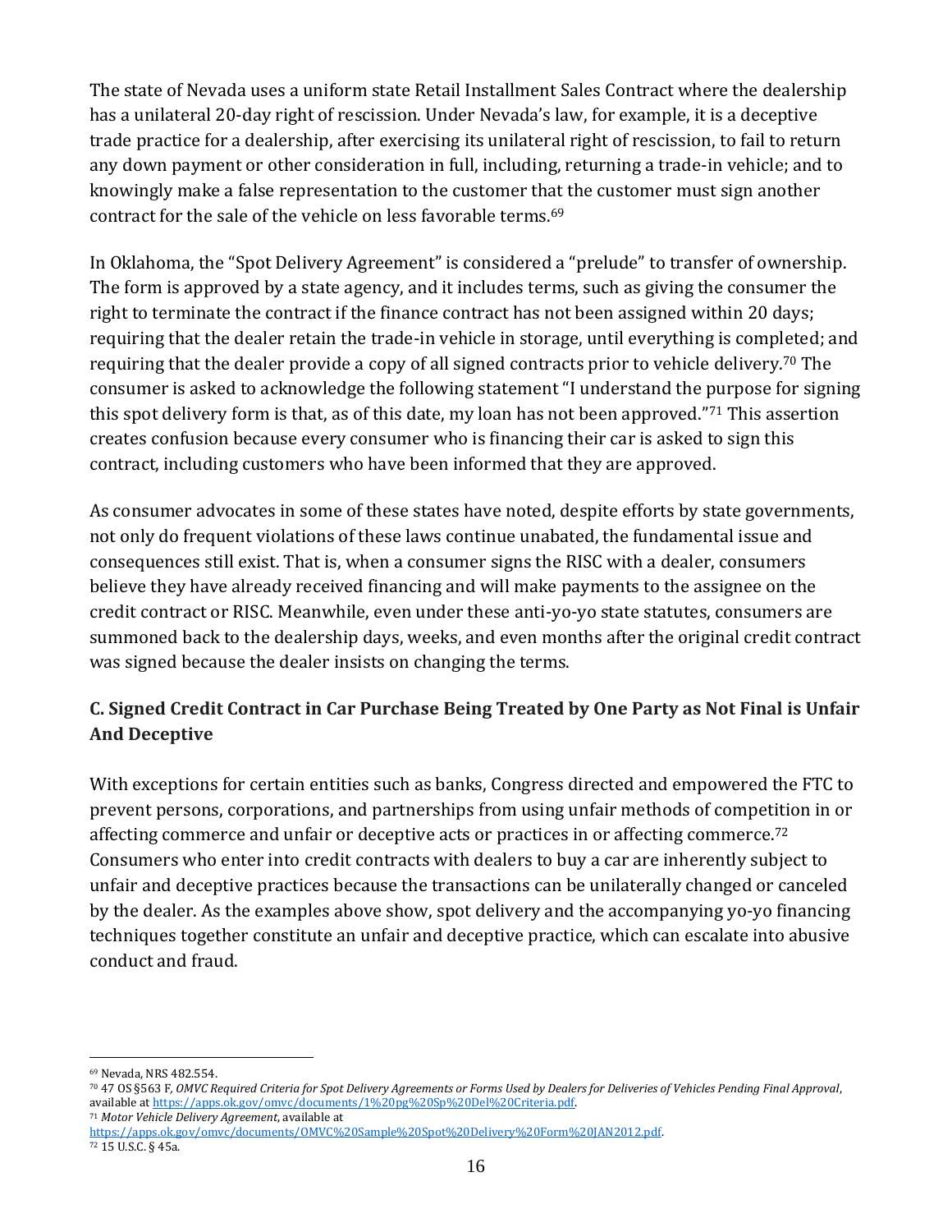The state of Nevada uses a uniform state Retail Installment Sales Contract where the dealership has a unilateral 20-day right of rescission. Under Nevada's law, for example, it is a deceptive trade practice for a dealership, after exercising its unilateral right of rescission, to fail to return any down payment or other consideration in full, including, returning a trade-in vehicle; and to knowingly make a false representation to the customer that the customer must sign another contract for the sale of the vehicle on less favorable terms.[69]

In Oklahoma, the "Spot Delivery Agreement" is considered a "prelude" to transfer of ownership. The form is approved by a state agency, and it includes terms, such as giving the consumer the right to terminate the contract if the finance contract has not been assigned within 20 days; requiring that the dealer retain the trade-in vehicle in storage, until everything is completed; and requiring that the dealer provide a copy of all signed contracts prior to vehicle delivery.[70] The consumer is asked to acknowledge the following statement "I understand the purpose for signing this spot delivery form is that, as of this date, my loan has not been approved."[71] This assertion creates confusion because every consumer who is financing their car is asked to sign this contract, including customers who have been informed that they are approved.

As consumer advocates in some of these states have noted, despite efforts by state governments, not only do frequent violations of these laws continue unabated, the fundamental issue and consequences still exist. That is, when a consumer signs the RISC with a dealer, consumers believe they have already received financing and will make payments to the assignee on the credit contract or RISC. Meanwhile, even under these anti-yo-yo state statutes, consumers are summoned back to the dealership days, weeks, and even months after the original credit contract was signed because the dealer insists on changing the terms.

### C. Signed Credit Contract in Car Purchase Being Treated by One Party as Not Final is Unfair And Deceptive

With exceptions for certain entities such as banks, Congress directed and empowered the FTC to prevent persons, corporations, and partnerships from using unfair methods of competition in or affecting commerce and unfair or deceptive acts or practices in or affecting commerce.[72] Consumers who enter into credit contracts with dealers to buy a car are inherently subject to unfair and deceptive practices because the transactions can be unilaterally changed or canceled by the dealer. As the examples above show, spot delivery and the accompanying yo-yo financing techniques together constitute an unfair and deceptive practice, which can escalate into abusive conduct and fraud.

---

[69] Nevada, NRS 482.554.

[70] 47 OS §563 F, *OMVC Required Criteria for Spot Delivery Agreements or Forms Used by Dealers for Deliveries of Vehicles Pending Final Approval*, available at https://apps.ok.gov/omvc/documents/1%20pg%20Sp%20Del%20Criteria.pdf.

[71] *Motor Vehicle Delivery Agreement*, available at https://apps.ok.gov/omvc/documents/OMVC%20Sample%20Spot%20Delivery%20Form%20JAN2012.pdf.

[72] 15 U.S.C. § 45a.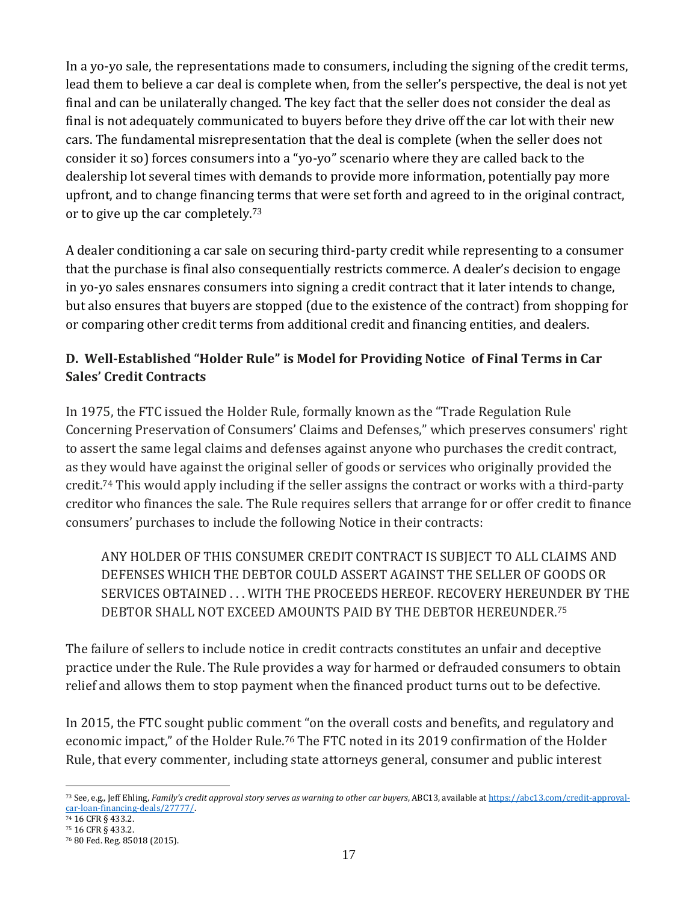In a yo-yo sale, the representations made to consumers, including the signing of the credit terms, lead them to believe a car deal is complete when, from the seller's perspective, the deal is not yet final and can be unilaterally changed. The key fact that the seller does not consider the deal as final is not adequately communicated to buyers before they drive off the car lot with their new cars. The fundamental misrepresentation that the deal is complete (when the seller does not consider it so) forces consumers into a "yo-yo" scenario where they are called back to the dealership lot several times with demands to provide more information, potentially pay more upfront, and to change financing terms that were set forth and agreed to in the original contract, or to give up the car completely.[73]

A dealer conditioning a car sale on securing third-party credit while representing to a consumer that the purchase is final also consequentially restricts commerce. A dealer's decision to engage in yo-yo sales ensnares consumers into signing a credit contract that it later intends to change, but also ensures that buyers are stopped (due to the existence of the contract) from shopping for or comparing other credit terms from additional credit and financing entities, and dealers.

### D. Well-Established "Holder Rule" is Model for Providing Notice of Final Terms in Car Sales' Credit Contracts

In 1975, the FTC issued the Holder Rule, formally known as the "Trade Regulation Rule Concerning Preservation of Consumers' Claims and Defenses," which preserves consumers' right to assert the same legal claims and defenses against anyone who purchases the credit contract, as they would have against the original seller of goods or services who originally provided the credit.[74] This would apply including if the seller assigns the contract or works with a third-party creditor who finances the sale. The Rule requires sellers that arrange for or offer credit to finance consumers' purchases to include the following Notice in their contracts:

> ANY HOLDER OF THIS CONSUMER CREDIT CONTRACT IS SUBJECT TO ALL CLAIMS AND DEFENSES WHICH THE DEBTOR COULD ASSERT AGAINST THE SELLER OF GOODS OR SERVICES OBTAINED . . . WITH THE PROCEEDS HEREOF. RECOVERY HEREUNDER BY THE DEBTOR SHALL NOT EXCEED AMOUNTS PAID BY THE DEBTOR HEREUNDER.[75]

The failure of sellers to include notice in credit contracts constitutes an unfair and deceptive practice under the Rule. The Rule provides a way for harmed or defrauded consumers to obtain relief and allows them to stop payment when the financed product turns out to be defective.

In 2015, the FTC sought public comment "on the overall costs and benefits, and regulatory and economic impact," of the Holder Rule.[76] The FTC noted in its 2019 confirmation of the Holder Rule, that every commenter, including state attorneys general, consumer and public interest

---

[73] See, e.g., Jeff Ehling, *Family's credit approval story serves as warning to other car buyers*, ABC13, available at https://abc13.com/credit-approval-car-loan-financing-deals/27777/.

[74] 16 CFR § 433.2.

[75] 16 CFR § 433.2.

[76] 80 Fed. Reg. 85018 (2015).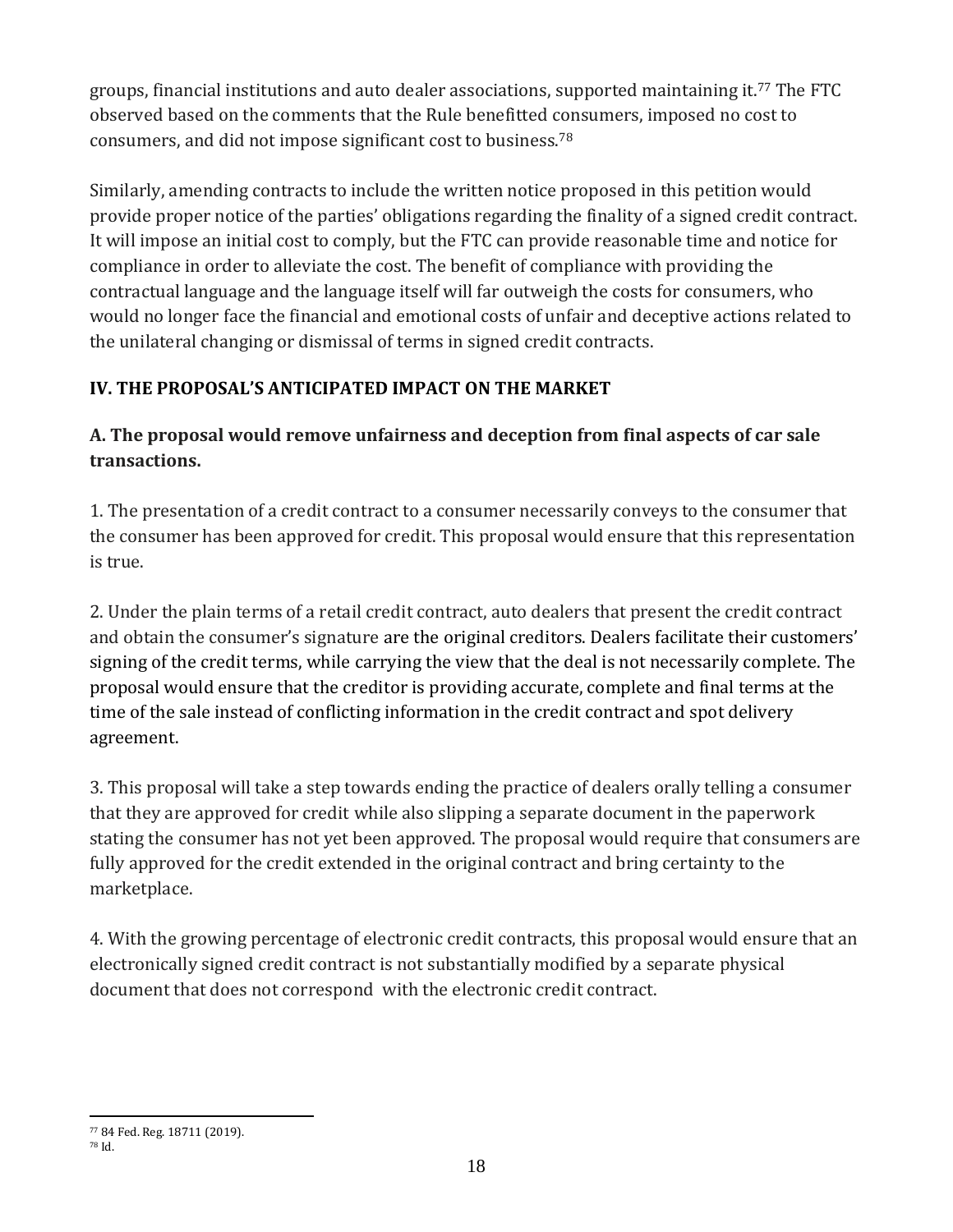groups, financial institutions and auto dealer associations, supported maintaining it.[77] The FTC observed based on the comments that the Rule benefitted consumers, imposed no cost to consumers, and did not impose significant cost to business.[78]

Similarly, amending contracts to include the written notice proposed in this petition would provide proper notice of the parties' obligations regarding the finality of a signed credit contract. It will impose an initial cost to comply, but the FTC can provide reasonable time and notice for compliance in order to alleviate the cost. The benefit of compliance with providing the contractual language and the language itself will far outweigh the costs for consumers, who would no longer face the financial and emotional costs of unfair and deceptive actions related to the unilateral changing or dismissal of terms in signed credit contracts.

## IV. THE PROPOSAL'S ANTICIPATED IMPACT ON THE MARKET

### A. The proposal would remove unfairness and deception from final aspects of car sale transactions.

1. The presentation of a credit contract to a consumer necessarily conveys to the consumer that the consumer has been approved for credit. This proposal would ensure that this representation is true.

2. Under the plain terms of a retail credit contract, auto dealers that present the credit contract and obtain the consumer's signature are the original creditors. Dealers facilitate their customers' signing of the credit terms, while carrying the view that the deal is not necessarily complete. The proposal would ensure that the creditor is providing accurate, complete and final terms at the time of the sale instead of conflicting information in the credit contract and spot delivery agreement.

3. This proposal will take a step towards ending the practice of dealers orally telling a consumer that they are approved for credit while also slipping a separate document in the paperwork stating the consumer has not yet been approved. The proposal would require that consumers are fully approved for the credit extended in the original contract and bring certainty to the marketplace.

4. With the growing percentage of electronic credit contracts, this proposal would ensure that an electronically signed credit contract is not substantially modified by a separate physical document that does not correspond with the electronic credit contract.

---

[77] 84 Fed. Reg. 18711 (2019).

[78] Id.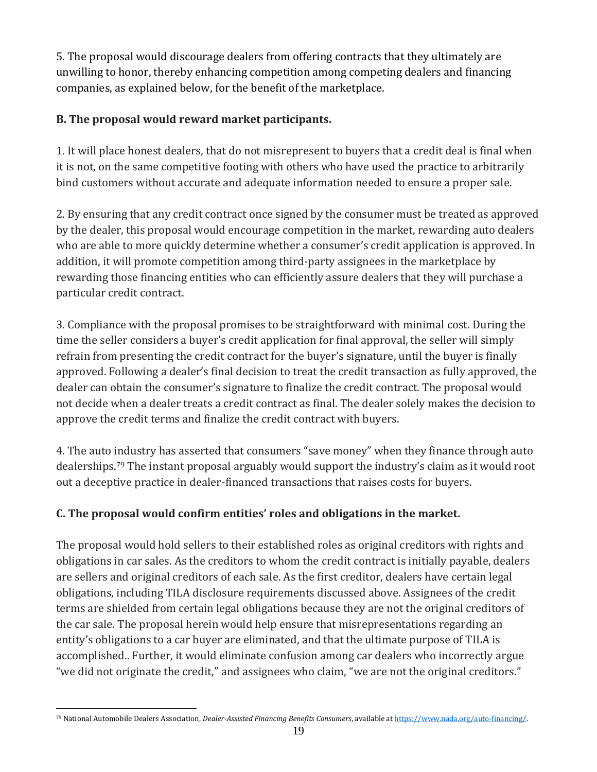5. The proposal would discourage dealers from offering contracts that they ultimately are unwilling to honor, thereby enhancing competition among competing dealers and financing companies, as explained below, for the benefit of the marketplace.

**B. The proposal would reward market participants.**

1. It will place honest dealers, that do not misrepresent to buyers that a credit deal is final when it is not, on the same competitive footing with others who have used the practice to arbitrarily bind customers without accurate and adequate information needed to ensure a proper sale.

2. By ensuring that any credit contract once signed by the consumer must be treated as approved by the dealer, this proposal would encourage competition in the market, rewarding auto dealers who are able to more quickly determine whether a consumer's credit application is approved. In addition, it will promote competition among third-party assignees in the marketplace by rewarding those financing entities who can efficiently assure dealers that they will purchase a particular credit contract.

3. Compliance with the proposal promises to be straightforward with minimal cost. During the time the seller considers a buyer's credit application for final approval, the seller will simply refrain from presenting the credit contract for the buyer's signature, until the buyer is finally approved. Following a dealer's final decision to treat the credit transaction as fully approved, the dealer can obtain the consumer's signature to finalize the credit contract. The proposal would not decide when a dealer treats a credit contract as final. The dealer solely makes the decision to approve the credit terms and finalize the credit contract with buyers.

4. The auto industry has asserted that consumers "save money" when they finance through auto dealerships.[79] The instant proposal arguably would support the industry's claim as it would root out a deceptive practice in dealer-financed transactions that raises costs for buyers.

**C. The proposal would confirm entities' roles and obligations in the market.**

The proposal would hold sellers to their established roles as original creditors with rights and obligations in car sales. As the creditors to whom the credit contract is initially payable, dealers are sellers and original creditors of each sale. As the first creditor, dealers have certain legal obligations, including TILA disclosure requirements discussed above. Assignees of the credit terms are shielded from certain legal obligations because they are not the original creditors of the car sale. The proposal herein would help ensure that misrepresentations regarding an entity's obligations to a car buyer are eliminated, and that the ultimate purpose of TILA is accomplished.. Further, it would eliminate confusion among car dealers who incorrectly argue "we did not originate the credit," and assignees who claim, "we are not the original creditors."

---

[79] National Automobile Dealers Association, *Dealer-Assisted Financing Benefits Consumers*, available at https://www.nada.org/auto-financing/.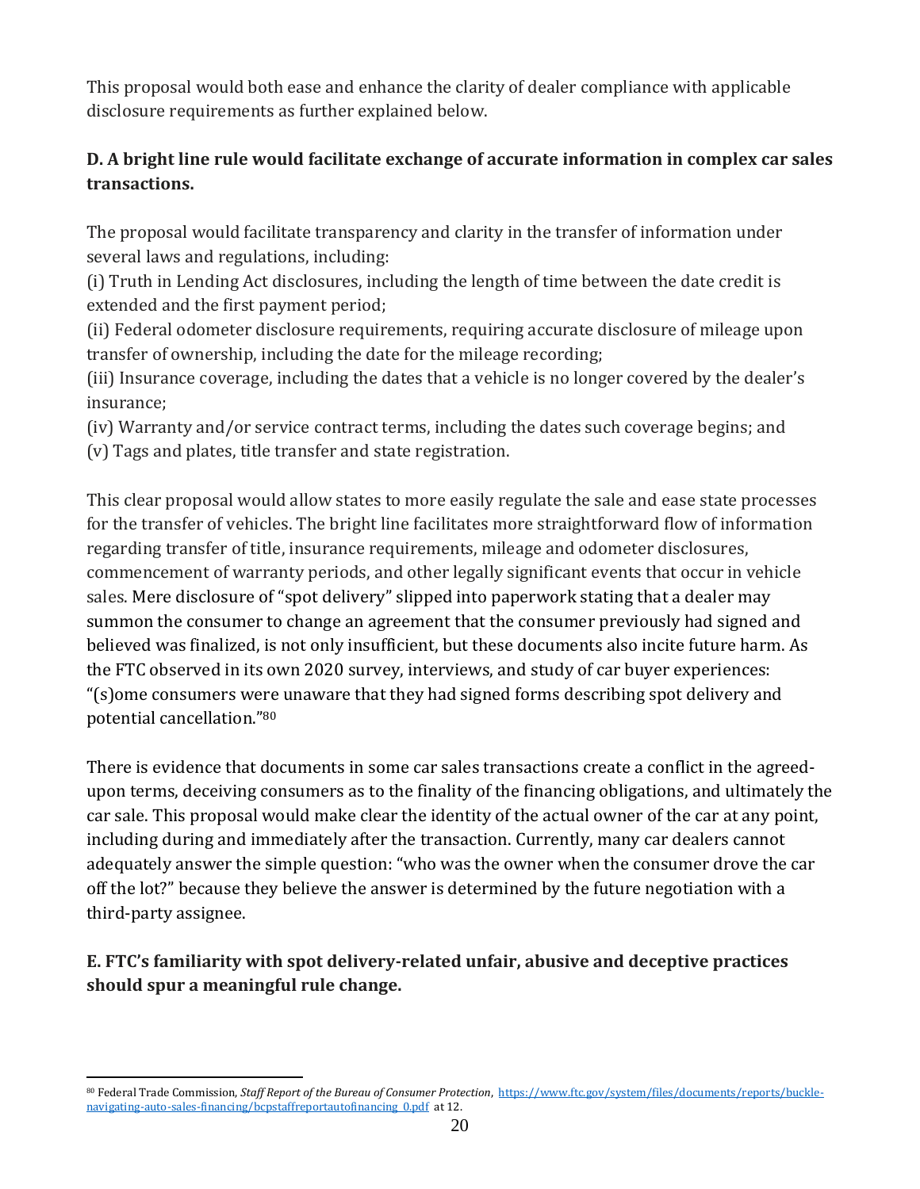This proposal would both ease and enhance the clarity of dealer compliance with applicable disclosure requirements as further explained below.

**D. A bright line rule would facilitate exchange of accurate information in complex car sales transactions.**

The proposal would facilitate transparency and clarity in the transfer of information under several laws and regulations, including:
(i) Truth in Lending Act disclosures, including the length of time between the date credit is extended and the first payment period;
(ii) Federal odometer disclosure requirements, requiring accurate disclosure of mileage upon transfer of ownership, including the date for the mileage recording;
(iii) Insurance coverage, including the dates that a vehicle is no longer covered by the dealer's insurance;
(iv) Warranty and/or service contract terms, including the dates such coverage begins; and
(v) Tags and plates, title transfer and state registration.

This clear proposal would allow states to more easily regulate the sale and ease state processes for the transfer of vehicles. The bright line facilitates more straightforward flow of information regarding transfer of title, insurance requirements, mileage and odometer disclosures, commencement of warranty periods, and other legally significant events that occur in vehicle sales. Mere disclosure of "spot delivery" slipped into paperwork stating that a dealer may summon the consumer to change an agreement that the consumer previously had signed and believed was finalized, is not only insufficient, but these documents also incite future harm. As the FTC observed in its own 2020 survey, interviews, and study of car buyer experiences: "(s)ome consumers were unaware that they had signed forms describing spot delivery and potential cancellation."[80]

There is evidence that documents in some car sales transactions create a conflict in the agreed-upon terms, deceiving consumers as to the finality of the financing obligations, and ultimately the car sale. This proposal would make clear the identity of the actual owner of the car at any point, including during and immediately after the transaction. Currently, many car dealers cannot adequately answer the simple question: "who was the owner when the consumer drove the car off the lot?" because they believe the answer is determined by the future negotiation with a third-party assignee.

**E. FTC's familiarity with spot delivery-related unfair, abusive and deceptive practices should spur a meaningful rule change.**

---

[80] Federal Trade Commission, *Staff Report of the Bureau of Consumer Protection*, https://www.ftc.gov/system/files/documents/reports/buckle-navigating-auto-sales-financing/bcpstaffreportautofinancing_0.pdf at 12.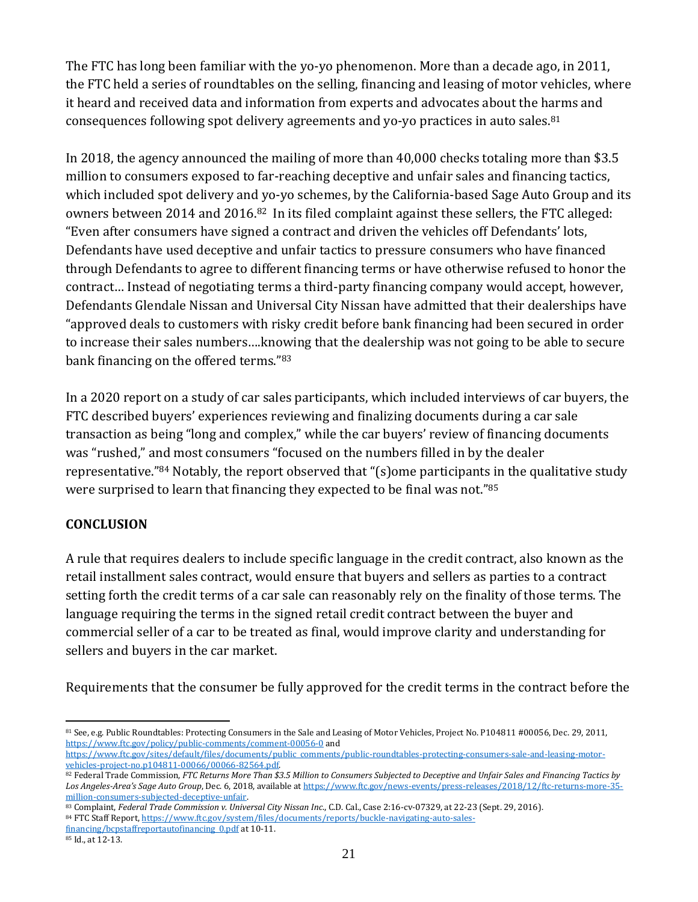The FTC has long been familiar with the yo-yo phenomenon. More than a decade ago, in 2011, the FTC held a series of roundtables on the selling, financing and leasing of motor vehicles, where it heard and received data and information from experts and advocates about the harms and consequences following spot delivery agreements and yo-yo practices in auto sales.[81]

In 2018, the agency announced the mailing of more than 40,000 checks totaling more than $3.5 million to consumers exposed to far-reaching deceptive and unfair sales and financing tactics, which included spot delivery and yo-yo schemes, by the California-based Sage Auto Group and its owners between 2014 and 2016.[82] In its filed complaint against these sellers, the FTC alleged: "Even after consumers have signed a contract and driven the vehicles off Defendants' lots, Defendants have used deceptive and unfair tactics to pressure consumers who have financed through Defendants to agree to different financing terms or have otherwise refused to honor the contract… Instead of negotiating terms a third-party financing company would accept, however, Defendants Glendale Nissan and Universal City Nissan have admitted that their dealerships have "approved deals to customers with risky credit before bank financing had been secured in order to increase their sales numbers….knowing that the dealership was not going to be able to secure bank financing on the offered terms."[83]

In a 2020 report on a study of car sales participants, which included interviews of car buyers, the FTC described buyers' experiences reviewing and finalizing documents during a car sale transaction as being "long and complex," while the car buyers' review of financing documents was "rushed," and most consumers "focused on the numbers filled in by the dealer representative."[84] Notably, the report observed that "(s)ome participants in the qualitative study were surprised to learn that financing they expected to be final was not."[85]

## CONCLUSION

A rule that requires dealers to include specific language in the credit contract, also known as the retail installment sales contract, would ensure that buyers and sellers as parties to a contract setting forth the credit terms of a car sale can reasonably rely on the finality of those terms. The language requiring the terms in the signed retail credit contract between the buyer and commercial seller of a car to be treated as final, would improve clarity and understanding for sellers and buyers in the car market.

Requirements that the consumer be fully approved for the credit terms in the contract before the

---

[81] See, e.g. Public Roundtables: Protecting Consumers in the Sale and Leasing of Motor Vehicles, Project No. P104811 #00056, Dec. 29, 2011, https://www.ftc.gov/policy/public-comments/comment-00056-0 and https://www.ftc.gov/sites/default/files/documents/public_comments/public-roundtables-protecting-consumers-sale-and-leasing-motor-vehicles-project-no.p104811-00066/00066-82564.pdf.

[82] Federal Trade Commission, *FTC Returns More Than $3.5 Million to Consumers Subjected to Deceptive and Unfair Sales and Financing Tactics by Los Angeles-Area's Sage Auto Group*, Dec. 6, 2018, available at https://www.ftc.gov/news-events/press-releases/2018/12/ftc-returns-more-35-million-consumers-subjected-deceptive-unfair.

[83] Complaint, *Federal Trade Commission v. Universal City Nissan Inc.*, C.D. Cal., Case 2:16-cv-07329, at 22-23 (Sept. 29, 2016).

[84] FTC Staff Report, https://www.ftc.gov/system/files/documents/reports/buckle-navigating-auto-sales-financing/bcpstaffreportautofinancing_0.pdf at 10-11.

[85] Id., at 12-13.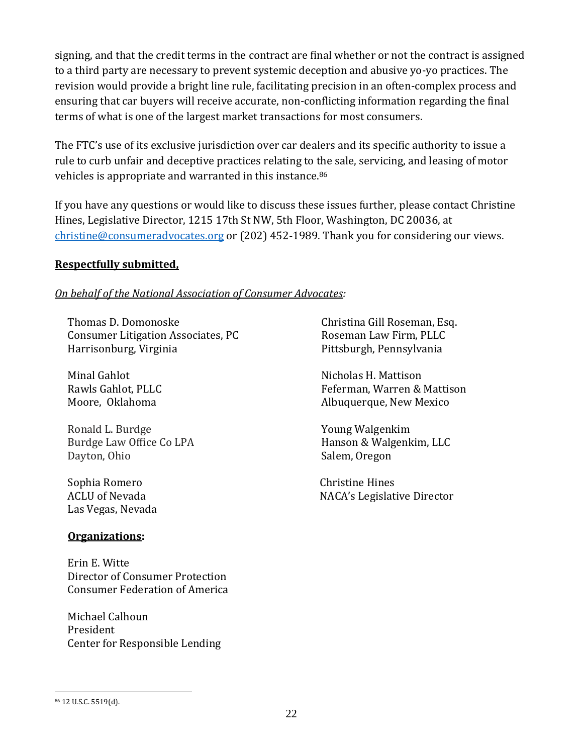signing, and that the credit terms in the contract are final whether or not the contract is assigned to a third party are necessary to prevent systemic deception and abusive yo-yo practices. The revision would provide a bright line rule, facilitating precision in an often-complex process and ensuring that car buyers will receive accurate, non-conflicting information regarding the final terms of what is one of the largest market transactions for most consumers.

The FTC's use of its exclusive jurisdiction over car dealers and its specific authority to issue a rule to curb unfair and deceptive practices relating to the sale, servicing, and leasing of motor vehicles is appropriate and warranted in this instance.[86]

If you have any questions or would like to discuss these issues further, please contact Christine Hines, Legislative Director, 1215 17th St NW, 5th Floor, Washington, DC 20036, at christine@consumeradvocates.org or (202) 452-1989. Thank you for considering our views.

**Respectfully submitted,**

*On behalf of the National Association of Consumer Advocates:*

Thomas D. Domonoske
Consumer Litigation Associates, PC
Harrisonburg, Virginia

Christina Gill Roseman, Esq.
Roseman Law Firm, PLLC
Pittsburgh, Pennsylvania

Minal Gahlot
Rawls Gahlot, PLLC
Moore, Oklahoma

Nicholas H. Mattison
Feferman, Warren & Mattison
Albuquerque, New Mexico

Ronald L. Burdge
Burdge Law Office Co LPA
Dayton, Ohio

Young Walgenkim
Hanson & Walgenkim, LLC
Salem, Oregon

Sophia Romero
ACLU of Nevada
Las Vegas, Nevada

Christine Hines
NACA's Legislative Director

**Organizations:**

Erin E. Witte
Director of Consumer Protection
Consumer Federation of America

Michael Calhoun
President
Center for Responsible Lending

---

[86] 12 U.S.C. 5519(d).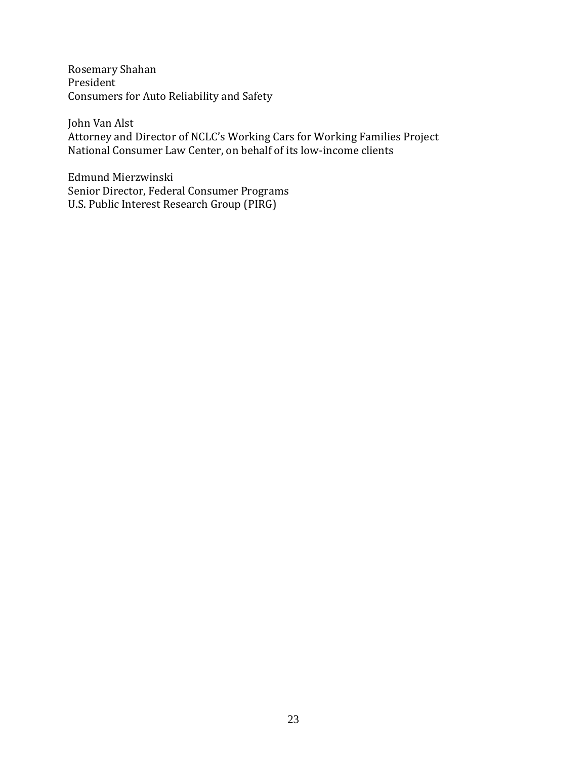Rosemary Shahan
President
Consumers for Auto Reliability and Safety

John Van Alst
Attorney and Director of NCLC's Working Cars for Working Families Project
National Consumer Law Center, on behalf of its low-income clients

Edmund Mierzwinski
Senior Director, Federal Consumer Programs
U.S. Public Interest Research Group (PIRG)